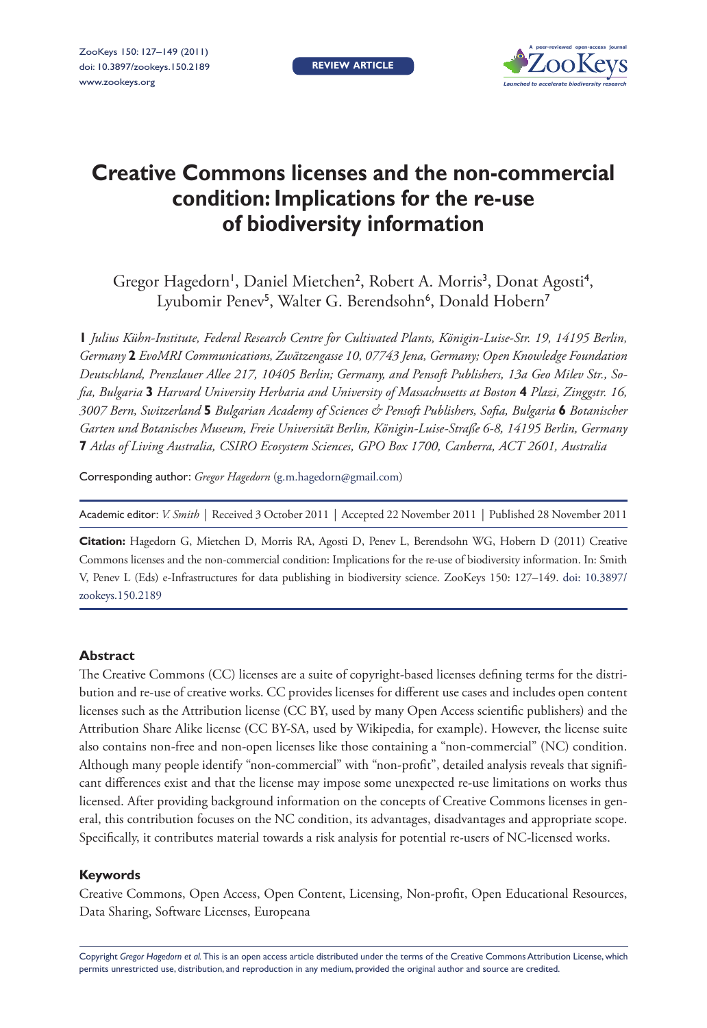REVIEW ARTICLE

# Creative Commons licenses and the non-commercial condition: Implications for the re-use of biodiversity information

Gregor Hagedorn[1], Daniel Mietchen[2], Robert A. Morris[3], Donat Agosti[4], Lyubomir Penev[5], Walter G. Berendsohn[6], Donald Hobern[7]

**1** *Julius Kühn-Institute, Federal Research Centre for Cultivated Plants, Königin-Luise-Str. 19, 14195 Berlin, Germany* **2** *EvoMRI Communications, Zwätzengasse 10, 07743 Jena, Germany; Open Knowledge Foundation Deutschland, Prenzlauer Allee 217, 10405 Berlin; Germany, and Pensoft Publishers, 13a Geo Milev Str., Sofia, Bulgaria* **3** *Harvard University Herbaria and University of Massachusetts at Boston* **4** *Plazi, Zinggstr. 16, 3007 Bern, Switzerland* **5** *Bulgarian Academy of Sciences & Pensoft Publishers, Sofia, Bulgaria* **6** *Botanischer Garten und Botanisches Museum, Freie Universität Berlin, Königin-Luise-Straße 6-8, 14195 Berlin, Germany* **7** *Atlas of Living Australia, CSIRO Ecosystem Sciences, GPO Box 1700, Canberra, ACT 2601, Australia*

Corresponding author: *Gregor Hagedorn* (g.m.hagedorn@gmail.com)

Academic editor: *V. Smith* | Received 3 October 2011 | Accepted 22 November 2011 | Published 28 November 2011

**Citation:** Hagedorn G, Mietchen D, Morris RA, Agosti D, Penev L, Berendsohn WG, Hobern D (2011) Creative Commons licenses and the non-commercial condition: Implications for the re-use of biodiversity information. In: Smith V, Penev L (Eds) e-Infrastructures for data publishing in biodiversity science. ZooKeys 150: 127–149. doi: 10.3897/zookeys.150.2189

### Abstract

The Creative Commons (CC) licenses are a suite of copyright-based licenses defining terms for the distribution and re-use of creative works. CC provides licenses for different use cases and includes open content licenses such as the Attribution license (CC BY, used by many Open Access scientific publishers) and the Attribution Share Alike license (CC BY-SA, used by Wikipedia, for example). However, the license suite also contains non-free and non-open licenses like those containing a "non-commercial" (NC) condition. Although many people identify "non-commercial" with "non-profit", detailed analysis reveals that significant differences exist and that the license may impose some unexpected re-use limitations on works thus licensed. After providing background information on the concepts of Creative Commons licenses in general, this contribution focuses on the NC condition, its advantages, disadvantages and appropriate scope. Specifically, it contributes material towards a risk analysis for potential re-users of NC-licensed works.

### Keywords

Creative Commons, Open Access, Open Content, Licensing, Non-profit, Open Educational Resources, Data Sharing, Software Licenses, Europeana

Copyright *Gregor Hagedorn et al.* This is an open access article distributed under the terms of the Creative Commons Attribution License, which permits unrestricted use, distribution, and reproduction in any medium, provided the original author and source are credited.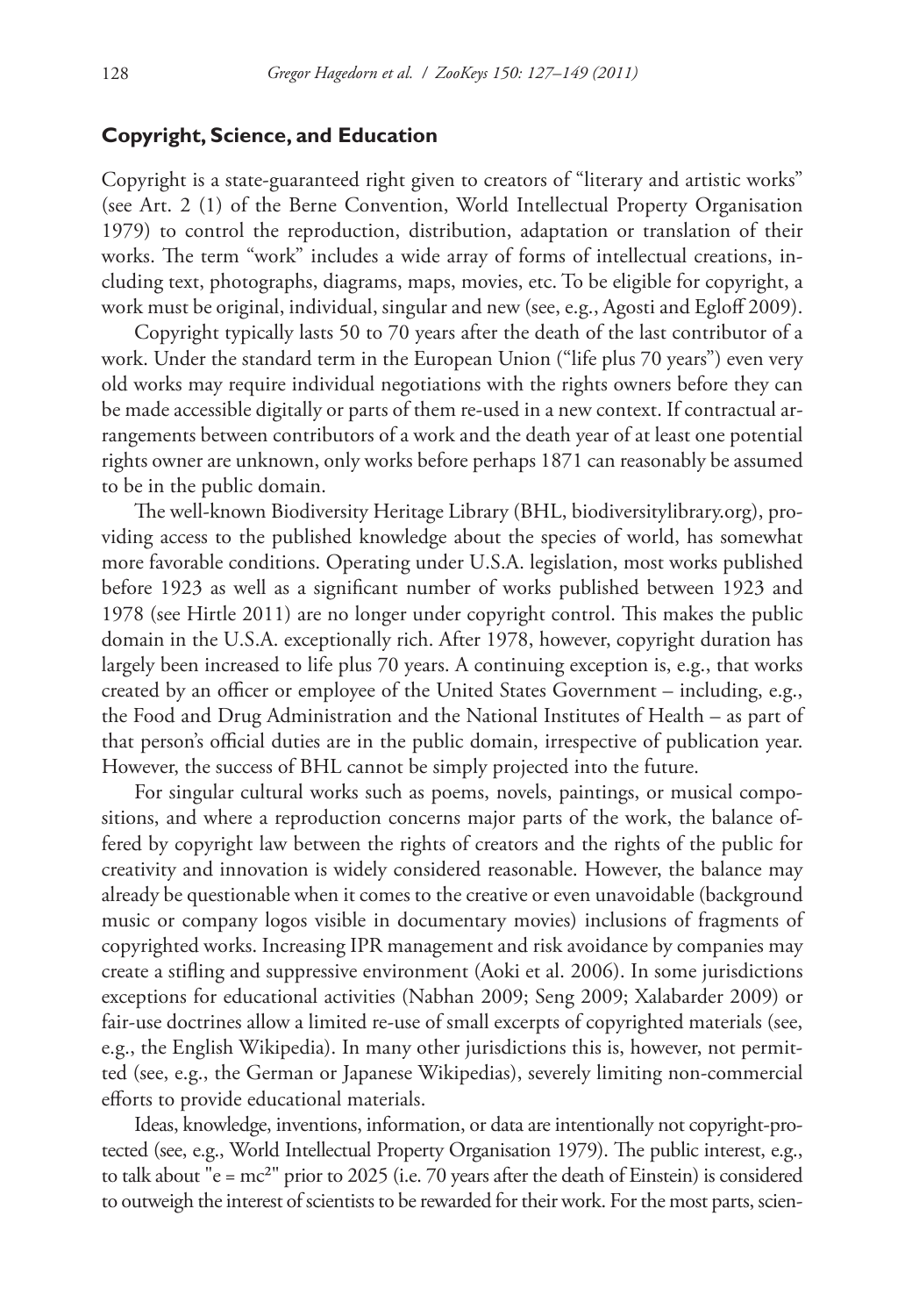## Copyright, Science, and Education

Copyright is a state-guaranteed right given to creators of "literary and artistic works" (see Art. 2 (1) of the Berne Convention, World Intellectual Property Organisation 1979) to control the reproduction, distribution, adaptation or translation of their works. The term "work" includes a wide array of forms of intellectual creations, including text, photographs, diagrams, maps, movies, etc. To be eligible for copyright, a work must be original, individual, singular and new (see, e.g., Agosti and Egloff 2009).

Copyright typically lasts 50 to 70 years after the death of the last contributor of a work. Under the standard term in the European Union ("life plus 70 years") even very old works may require individual negotiations with the rights owners before they can be made accessible digitally or parts of them re-used in a new context. If contractual arrangements between contributors of a work and the death year of at least one potential rights owner are unknown, only works before perhaps 1871 can reasonably be assumed to be in the public domain.

The well-known Biodiversity Heritage Library (BHL, biodiversitylibrary.org), providing access to the published knowledge about the species of world, has somewhat more favorable conditions. Operating under U.S.A. legislation, most works published before 1923 as well as a significant number of works published between 1923 and 1978 (see Hirtle 2011) are no longer under copyright control. This makes the public domain in the U.S.A. exceptionally rich. After 1978, however, copyright duration has largely been increased to life plus 70 years. A continuing exception is, e.g., that works created by an officer or employee of the United States Government – including, e.g., the Food and Drug Administration and the National Institutes of Health – as part of that person's official duties are in the public domain, irrespective of publication year. However, the success of BHL cannot be simply projected into the future.

For singular cultural works such as poems, novels, paintings, or musical compositions, and where a reproduction concerns major parts of the work, the balance offered by copyright law between the rights of creators and the rights of the public for creativity and innovation is widely considered reasonable. However, the balance may already be questionable when it comes to the creative or even unavoidable (background music or company logos visible in documentary movies) inclusions of fragments of copyrighted works. Increasing IPR management and risk avoidance by companies may create a stifling and suppressive environment (Aoki et al. 2006). In some jurisdictions exceptions for educational activities (Nabhan 2009; Seng 2009; Xalabarder 2009) or fair-use doctrines allow a limited re-use of small excerpts of copyrighted materials (see, e.g., the English Wikipedia). In many other jurisdictions this is, however, not permitted (see, e.g., the German or Japanese Wikipedias), severely limiting non-commercial efforts to provide educational materials.

Ideas, knowledge, inventions, information, or data are intentionally not copyright-protected (see, e.g., World Intellectual Property Organisation 1979). The public interest, e.g., to talk about "$e = mc^2$" prior to 2025 (i.e. 70 years after the death of Einstein) is considered to outweigh the interest of scientists to be rewarded for their work. For the most parts, scien-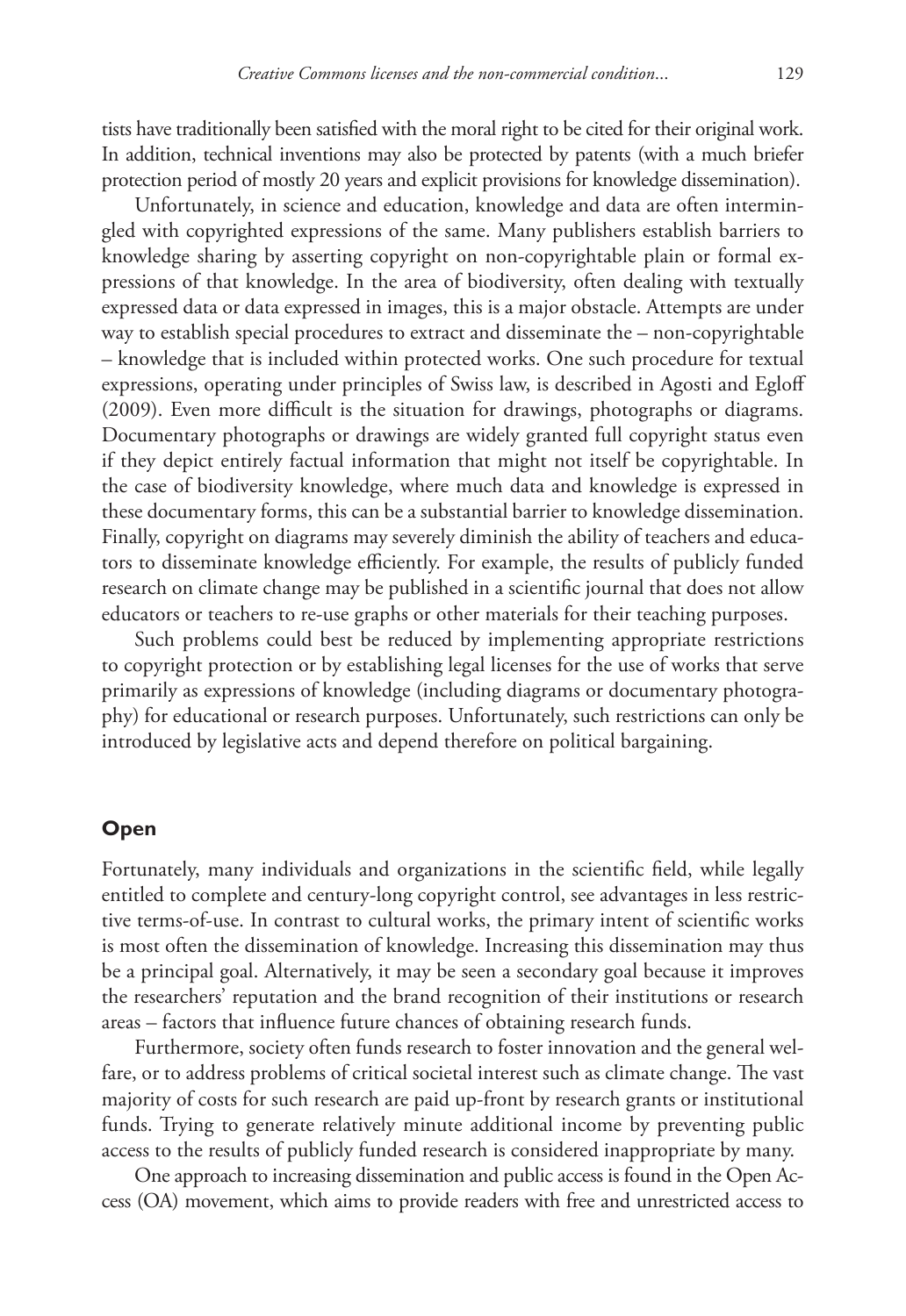tists have traditionally been satisfied with the moral right to be cited for their original work. In addition, technical inventions may also be protected by patents (with a much briefer protection period of mostly 20 years and explicit provisions for knowledge dissemination).

Unfortunately, in science and education, knowledge and data are often intermingled with copyrighted expressions of the same. Many publishers establish barriers to knowledge sharing by asserting copyright on non-copyrightable plain or formal expressions of that knowledge. In the area of biodiversity, often dealing with textually expressed data or data expressed in images, this is a major obstacle. Attempts are under way to establish special procedures to extract and disseminate the – non-copyrightable – knowledge that is included within protected works. One such procedure for textual expressions, operating under principles of Swiss law, is described in Agosti and Egloff (2009). Even more difficult is the situation for drawings, photographs or diagrams. Documentary photographs or drawings are widely granted full copyright status even if they depict entirely factual information that might not itself be copyrightable. In the case of biodiversity knowledge, where much data and knowledge is expressed in these documentary forms, this can be a substantial barrier to knowledge dissemination. Finally, copyright on diagrams may severely diminish the ability of teachers and educators to disseminate knowledge efficiently. For example, the results of publicly funded research on climate change may be published in a scientific journal that does not allow educators or teachers to re-use graphs or other materials for their teaching purposes.

Such problems could best be reduced by implementing appropriate restrictions to copyright protection or by establishing legal licenses for the use of works that serve primarily as expressions of knowledge (including diagrams or documentary photography) for educational or research purposes. Unfortunately, such restrictions can only be introduced by legislative acts and depend therefore on political bargaining.

## Open

Fortunately, many individuals and organizations in the scientific field, while legally entitled to complete and century-long copyright control, see advantages in less restrictive terms-of-use. In contrast to cultural works, the primary intent of scientific works is most often the dissemination of knowledge. Increasing this dissemination may thus be a principal goal. Alternatively, it may be seen a secondary goal because it improves the researchers' reputation and the brand recognition of their institutions or research areas – factors that influence future chances of obtaining research funds.

Furthermore, society often funds research to foster innovation and the general welfare, or to address problems of critical societal interest such as climate change. The vast majority of costs for such research are paid up-front by research grants or institutional funds. Trying to generate relatively minute additional income by preventing public access to the results of publicly funded research is considered inappropriate by many.

One approach to increasing dissemination and public access is found in the Open Access (OA) movement, which aims to provide readers with free and unrestricted access to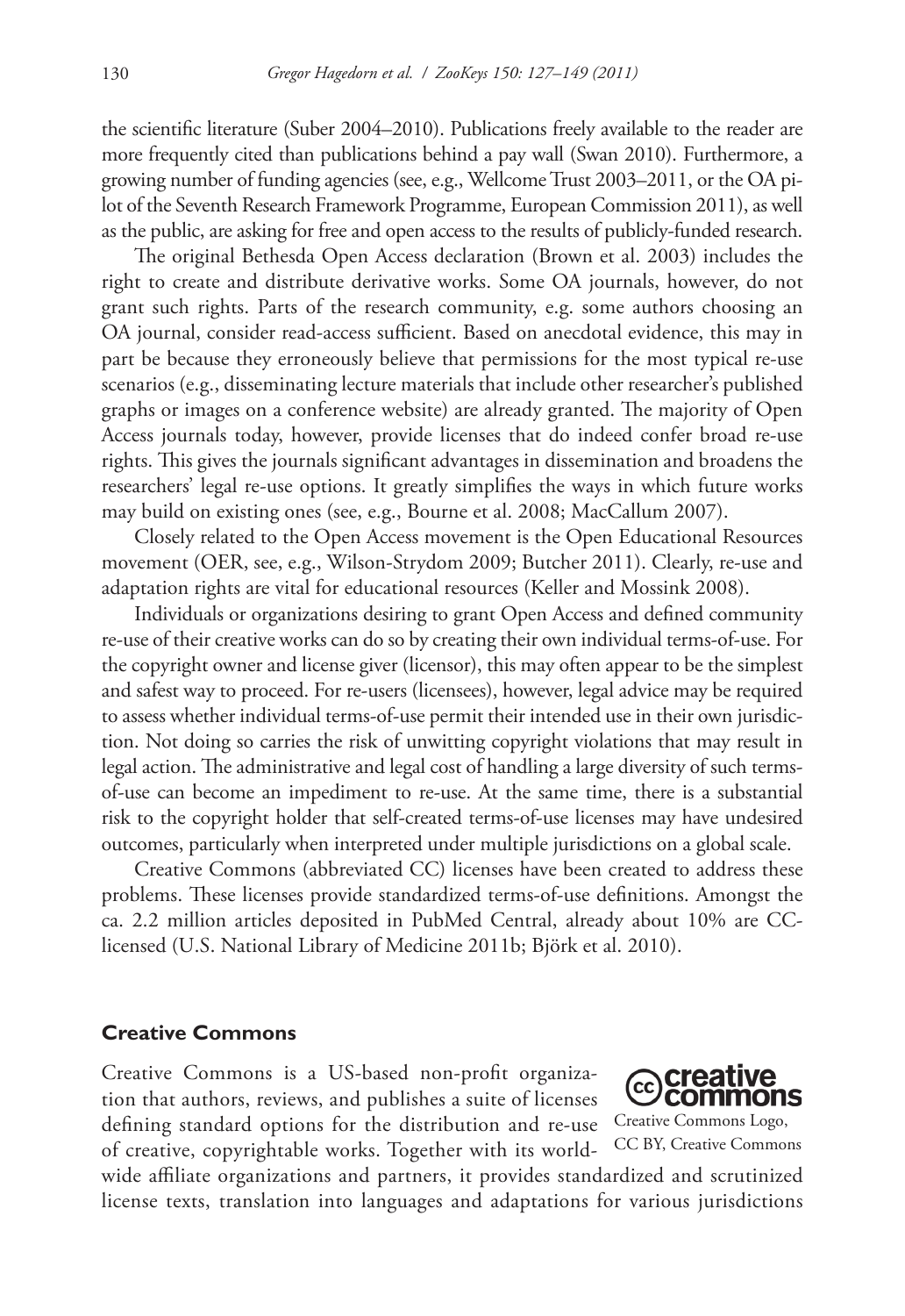the scientific literature (Suber 2004–2010). Publications freely available to the reader are more frequently cited than publications behind a pay wall (Swan 2010). Furthermore, a growing number of funding agencies (see, e.g., Wellcome Trust 2003–2011, or the OA pilot of the Seventh Research Framework Programme, European Commission 2011), as well as the public, are asking for free and open access to the results of publicly-funded research.

The original Bethesda Open Access declaration (Brown et al. 2003) includes the right to create and distribute derivative works. Some OA journals, however, do not grant such rights. Parts of the research community, e.g. some authors choosing an OA journal, consider read-access sufficient. Based on anecdotal evidence, this may in part be because they erroneously believe that permissions for the most typical re-use scenarios (e.g., disseminating lecture materials that include other researcher's published graphs or images on a conference website) are already granted. The majority of Open Access journals today, however, provide licenses that do indeed confer broad re-use rights. This gives the journals significant advantages in dissemination and broadens the researchers' legal re-use options. It greatly simplifies the ways in which future works may build on existing ones (see, e.g., Bourne et al. 2008; MacCallum 2007).

Closely related to the Open Access movement is the Open Educational Resources movement (OER, see, e.g., Wilson-Strydom 2009; Butcher 2011). Clearly, re-use and adaptation rights are vital for educational resources (Keller and Mossink 2008).

Individuals or organizations desiring to grant Open Access and defined community re-use of their creative works can do so by creating their own individual terms-of-use. For the copyright owner and license giver (licensor), this may often appear to be the simplest and safest way to proceed. For re-users (licensees), however, legal advice may be required to assess whether individual terms-of-use permit their intended use in their own jurisdiction. Not doing so carries the risk of unwitting copyright violations that may result in legal action. The administrative and legal cost of handling a large diversity of such terms-of-use can become an impediment to re-use. At the same time, there is a substantial risk to the copyright holder that self-created terms-of-use licenses may have undesired outcomes, particularly when interpreted under multiple jurisdictions on a global scale.

Creative Commons (abbreviated CC) licenses have been created to address these problems. These licenses provide standardized terms-of-use definitions. Amongst the ca. 2.2 million articles deposited in PubMed Central, already about 10% are CC-licensed (U.S. National Library of Medicine 2011b; Björk et al. 2010).

## Creative Commons

Creative Commons is a US-based non-profit organization that authors, reviews, and publishes a suite of licenses defining standard options for the distribution and re-use of creative, copyrightable works. Together with its worldwide affiliate organizations and partners, it provides standardized and scrutinized license texts, translation into languages and adaptations for various jurisdictions

Creative Commons Logo, CC BY, Creative Commons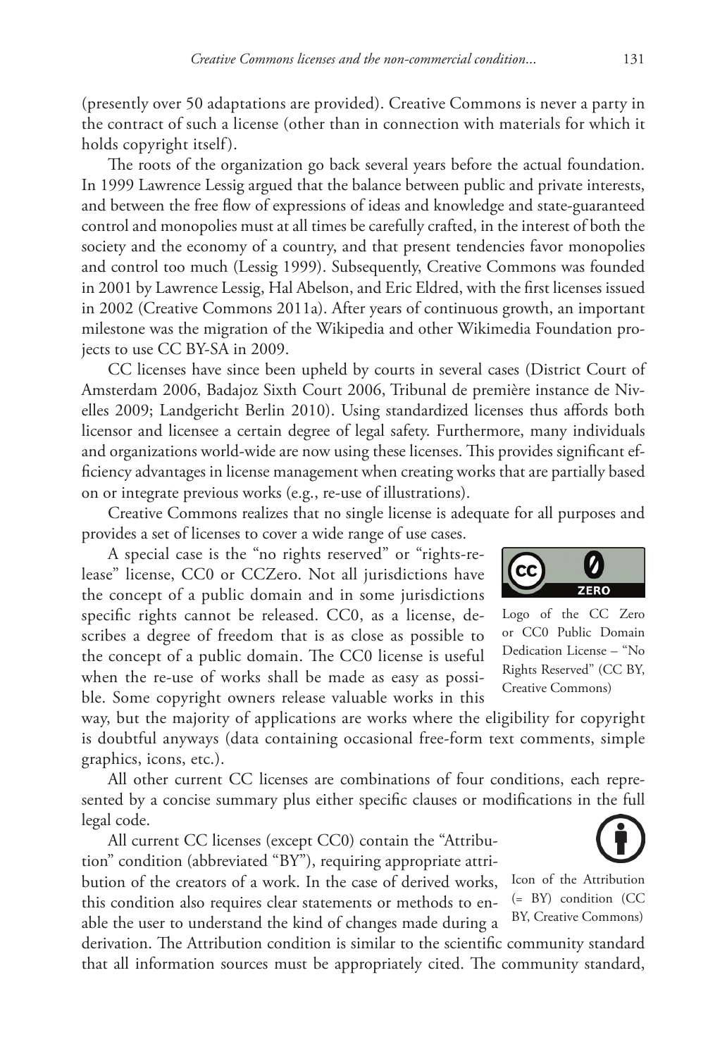(presently over 50 adaptations are provided). Creative Commons is never a party in the contract of such a license (other than in connection with materials for which it holds copyright itself).

The roots of the organization go back several years before the actual foundation. In 1999 Lawrence Lessig argued that the balance between public and private interests, and between the free flow of expressions of ideas and knowledge and state-guaranteed control and monopolies must at all times be carefully crafted, in the interest of both the society and the economy of a country, and that present tendencies favor monopolies and control too much (Lessig 1999). Subsequently, Creative Commons was founded in 2001 by Lawrence Lessig, Hal Abelson, and Eric Eldred, with the first licenses issued in 2002 (Creative Commons 2011a). After years of continuous growth, an important milestone was the migration of the Wikipedia and other Wikimedia Foundation projects to use CC BY-SA in 2009.

CC licenses have since been upheld by courts in several cases (District Court of Amsterdam 2006, Badajoz Sixth Court 2006, Tribunal de première instance de Nivelles 2009; Landgericht Berlin 2010). Using standardized licenses thus affords both licensor and licensee a certain degree of legal safety. Furthermore, many individuals and organizations world-wide are now using these licenses. This provides significant efficiency advantages in license management when creating works that are partially based on or integrate previous works (e.g., re-use of illustrations).

Creative Commons realizes that no single license is adequate for all purposes and provides a set of licenses to cover a wide range of use cases.

A special case is the "no rights reserved" or "rights-release" license, CC0 or CCZero. Not all jurisdictions have the concept of a public domain and in some jurisdictions specific rights cannot be released. CC0, as a license, describes a degree of freedom that is as close as possible to the concept of a public domain. The CC0 license is useful when the re-use of works shall be made as easy as possible. Some copyright owners release valuable works in this way, but the majority of applications are works where the eligibility for copyright is doubtful anyways (data containing occasional free-form text comments, simple graphics, icons, etc.).

Logo of the CC Zero or CC0 Public Domain Dedication License – "No Rights Reserved" (CC BY, Creative Commons)

All other current CC licenses are combinations of four conditions, each represented by a concise summary plus either specific clauses or modifications in the full legal code.

All current CC licenses (except CC0) contain the "Attribution" condition (abbreviated "BY"), requiring appropriate attribution of the creators of a work. In the case of derived works, this condition also requires clear statements or methods to enable the user to understand the kind of changes made during a derivation. The Attribution condition is similar to the scientific community standard that all information sources must be appropriately cited. The community standard,

Icon of the Attribution (= BY) condition (CC BY, Creative Commons)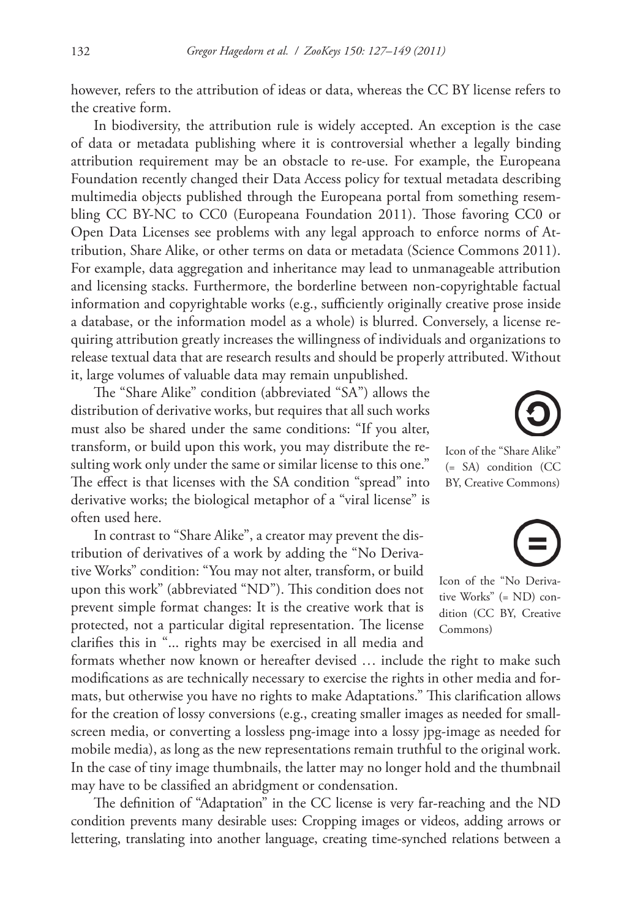however, refers to the attribution of ideas or data, whereas the CC BY license refers to the creative form.

In biodiversity, the attribution rule is widely accepted. An exception is the case of data or metadata publishing where it is controversial whether a legally binding attribution requirement may be an obstacle to re-use. For example, the Europeana Foundation recently changed their Data Access policy for textual metadata describing multimedia objects published through the Europeana portal from something resembling CC BY-NC to CC0 (Europeana Foundation 2011). Those favoring CC0 or Open Data Licenses see problems with any legal approach to enforce norms of Attribution, Share Alike, or other terms on data or metadata (Science Commons 2011). For example, data aggregation and inheritance may lead to unmanageable attribution and licensing stacks. Furthermore, the borderline between non-copyrightable factual information and copyrightable works (e.g., sufficiently originally creative prose inside a database, or the information model as a whole) is blurred. Conversely, a license requiring attribution greatly increases the willingness of individuals and organizations to release textual data that are research results and should be properly attributed. Without it, large volumes of valuable data may remain unpublished.

The "Share Alike" condition (abbreviated "SA") allows the distribution of derivative works, but requires that all such works must also be shared under the same conditions: "If you alter, transform, or build upon this work, you may distribute the resulting work only under the same or similar license to this one." The effect is that licenses with the SA condition "spread" into derivative works; the biological metaphor of a "viral license" is often used here.

Icon of the "Share Alike" (= SA) condition (CC BY, Creative Commons)

In contrast to "Share Alike", a creator may prevent the distribution of derivatives of a work by adding the "No Derivative Works" condition: "You may not alter, transform, or build upon this work" (abbreviated "ND"). This condition does not prevent simple format changes: It is the creative work that is protected, not a particular digital representation. The license clarifies this in "... rights may be exercised in all media and formats whether now known or hereafter devised … include the right to make such modifications as are technically necessary to exercise the rights in other media and formats, but otherwise you have no rights to make Adaptations." This clarification allows for the creation of lossy conversions (e.g., creating smaller images as needed for small-screen media, or converting a lossless png-image into a lossy jpg-image as needed for mobile media), as long as the new representations remain truthful to the original work. In the case of tiny image thumbnails, the latter may no longer hold and the thumbnail may have to be classified an abridgment or condensation.

Icon of the "No Derivative Works" (= ND) condition (CC BY, Creative Commons)

The definition of "Adaptation" in the CC license is very far-reaching and the ND condition prevents many desirable uses: Cropping images or videos, adding arrows or lettering, translating into another language, creating time-synched relations between a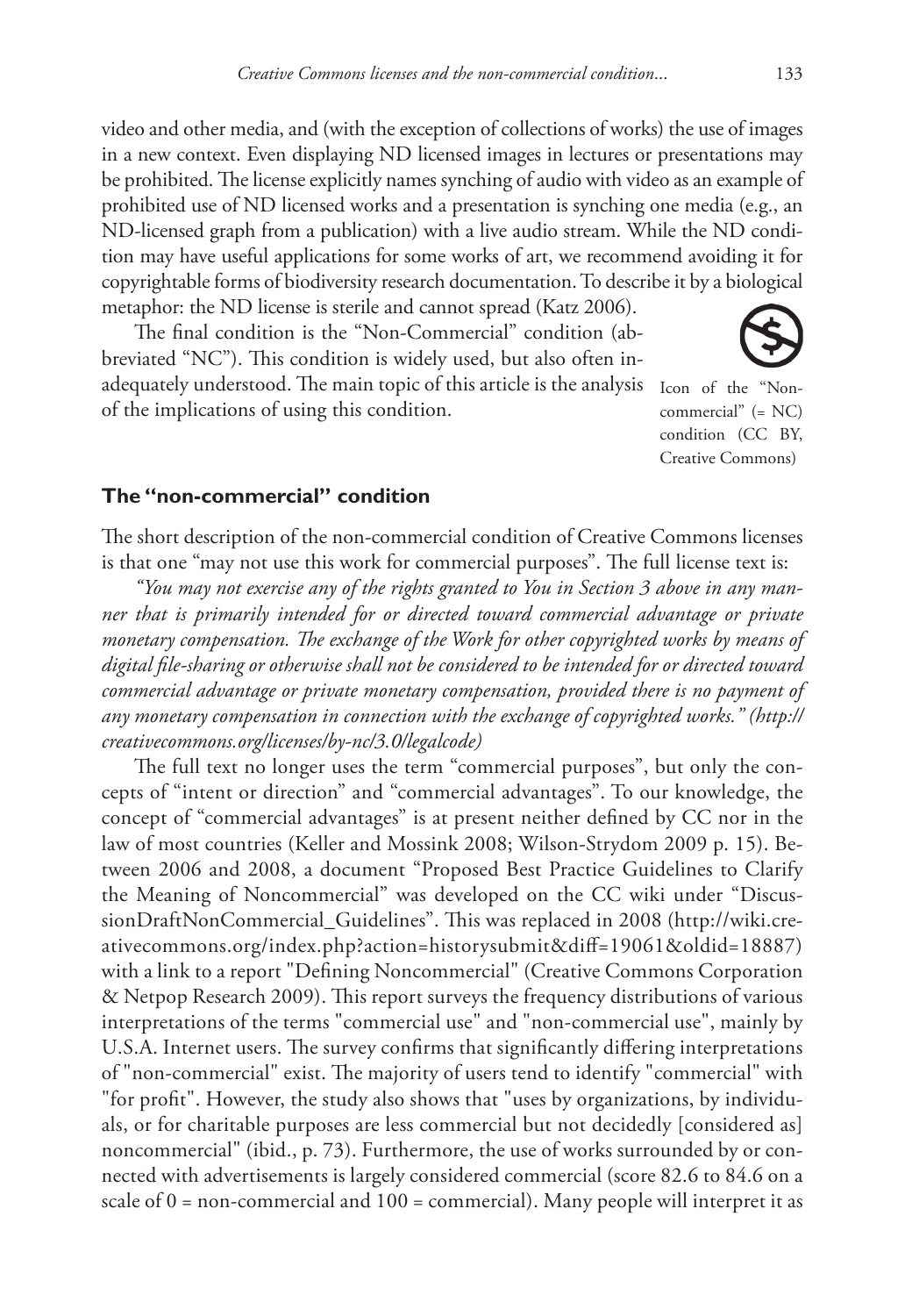video and other media, and (with the exception of collections of works) the use of images in a new context. Even displaying ND licensed images in lectures or presentations may be prohibited. The license explicitly names synching of audio with video as an example of prohibited use of ND licensed works and a presentation is synching one media (e.g., an ND-licensed graph from a publication) with a live audio stream. While the ND condition may have useful applications for some works of art, we recommend avoiding it for copyrightable forms of biodiversity research documentation. To describe it by a biological metaphor: the ND license is sterile and cannot spread (Katz 2006).

The final condition is the "Non-Commercial" condition (abbreviated "NC"). This condition is widely used, but also often inadequately understood. The main topic of this article is the analysis of the implications of using this condition.

Icon of the "Non-commercial" (= NC) condition (CC BY, Creative Commons)

## The "non-commercial" condition

The short description of the non-commercial condition of Creative Commons licenses is that one "may not use this work for commercial purposes". The full license text is:

*"You may not exercise any of the rights granted to You in Section 3 above in any manner that is primarily intended for or directed toward commercial advantage or private monetary compensation. The exchange of the Work for other copyrighted works by means of digital file-sharing or otherwise shall not be considered to be intended for or directed toward commercial advantage or private monetary compensation, provided there is no payment of any monetary compensation in connection with the exchange of copyrighted works." (http://creativecommons.org/licenses/by-nc/3.0/legalcode)*

The full text no longer uses the term "commercial purposes", but only the concepts of "intent or direction" and "commercial advantages". To our knowledge, the concept of "commercial advantages" is at present neither defined by CC nor in the law of most countries (Keller and Mossink 2008; Wilson-Strydom 2009 p. 15). Between 2006 and 2008, a document "Proposed Best Practice Guidelines to Clarify the Meaning of Noncommercial" was developed on the CC wiki under "DiscussionDraftNonCommercial_Guidelines". This was replaced in 2008 (http://wiki.creativecommons.org/index.php?action=historysubmit&diff=19061&oldid=18887) with a link to a report "Defining Noncommercial" (Creative Commons Corporation & Netpop Research 2009). This report surveys the frequency distributions of various interpretations of the terms "commercial use" and "non-commercial use", mainly by U.S.A. Internet users. The survey confirms that significantly differing interpretations of "non-commercial" exist. The majority of users tend to identify "commercial" with "for profit". However, the study also shows that "uses by organizations, by individuals, or for charitable purposes are less commercial but not decidedly [considered as] noncommercial" (ibid., p. 73). Furthermore, the use of works surrounded by or connected with advertisements is largely considered commercial (score 82.6 to 84.6 on a scale of 0 = non-commercial and 100 = commercial). Many people will interpret it as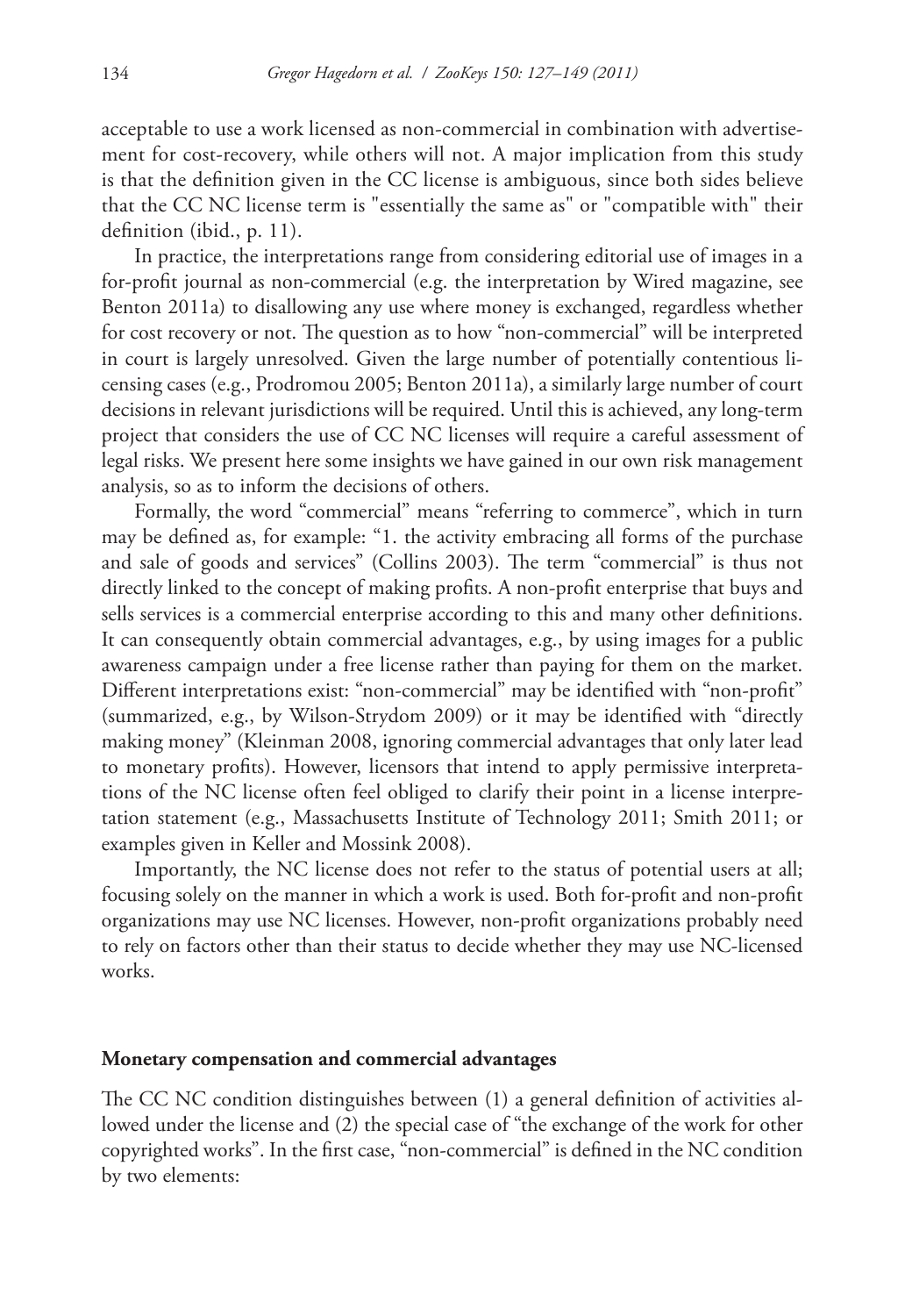acceptable to use a work licensed as non-commercial in combination with advertisement for cost-recovery, while others will not. A major implication from this study is that the definition given in the CC license is ambiguous, since both sides believe that the CC NC license term is "essentially the same as" or "compatible with" their definition (ibid., p. 11).

In practice, the interpretations range from considering editorial use of images in a for-profit journal as non-commercial (e.g. the interpretation by Wired magazine, see Benton 2011a) to disallowing any use where money is exchanged, regardless whether for cost recovery or not. The question as to how "non-commercial" will be interpreted in court is largely unresolved. Given the large number of potentially contentious licensing cases (e.g., Prodromou 2005; Benton 2011a), a similarly large number of court decisions in relevant jurisdictions will be required. Until this is achieved, any long-term project that considers the use of CC NC licenses will require a careful assessment of legal risks. We present here some insights we have gained in our own risk management analysis, so as to inform the decisions of others.

Formally, the word "commercial" means "referring to commerce", which in turn may be defined as, for example: "1. the activity embracing all forms of the purchase and sale of goods and services" (Collins 2003). The term "commercial" is thus not directly linked to the concept of making profits. A non-profit enterprise that buys and sells services is a commercial enterprise according to this and many other definitions. It can consequently obtain commercial advantages, e.g., by using images for a public awareness campaign under a free license rather than paying for them on the market. Different interpretations exist: "non-commercial" may be identified with "non-profit" (summarized, e.g., by Wilson-Strydom 2009) or it may be identified with "directly making money" (Kleinman 2008, ignoring commercial advantages that only later lead to monetary profits). However, licensors that intend to apply permissive interpretations of the NC license often feel obliged to clarify their point in a license interpretation statement (e.g., Massachusetts Institute of Technology 2011; Smith 2011; or examples given in Keller and Mossink 2008).

Importantly, the NC license does not refer to the status of potential users at all; focusing solely on the manner in which a work is used. Both for-profit and non-profit organizations may use NC licenses. However, non-profit organizations probably need to rely on factors other than their status to decide whether they may use NC-licensed works.

## Monetary compensation and commercial advantages

The CC NC condition distinguishes between (1) a general definition of activities allowed under the license and (2) the special case of "the exchange of the work for other copyrighted works". In the first case, "non-commercial" is defined in the NC condition by two elements: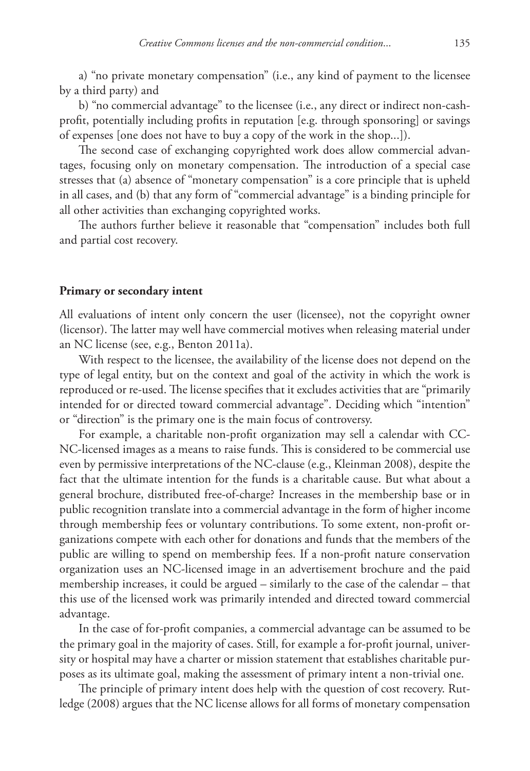a) "no private monetary compensation" (i.e., any kind of payment to the licensee by a third party) and

b) "no commercial advantage" to the licensee (i.e., any direct or indirect non-cash-profit, potentially including profits in reputation [e.g. through sponsoring] or savings of expenses [one does not have to buy a copy of the work in the shop...]).

The second case of exchanging copyrighted work does allow commercial advantages, focusing only on monetary compensation. The introduction of a special case stresses that (a) absence of "monetary compensation" is a core principle that is upheld in all cases, and (b) that any form of "commercial advantage" is a binding principle for all other activities than exchanging copyrighted works.

The authors further believe it reasonable that "compensation" includes both full and partial cost recovery.

**Primary or secondary intent**

All evaluations of intent only concern the user (licensee), not the copyright owner (licensor). The latter may well have commercial motives when releasing material under an NC license (see, e.g., Benton 2011a).

With respect to the licensee, the availability of the license does not depend on the type of legal entity, but on the context and goal of the activity in which the work is reproduced or re-used. The license specifies that it excludes activities that are "primarily intended for or directed toward commercial advantage". Deciding which "intention" or "direction" is the primary one is the main focus of controversy.

For example, a charitable non-profit organization may sell a calendar with CC-NC-licensed images as a means to raise funds. This is considered to be commercial use even by permissive interpretations of the NC-clause (e.g., Kleinman 2008), despite the fact that the ultimate intention for the funds is a charitable cause. But what about a general brochure, distributed free-of-charge? Increases in the membership base or in public recognition translate into a commercial advantage in the form of higher income through membership fees or voluntary contributions. To some extent, non-profit organizations compete with each other for donations and funds that the members of the public are willing to spend on membership fees. If a non-profit nature conservation organization uses an NC-licensed image in an advertisement brochure and the paid membership increases, it could be argued – similarly to the case of the calendar – that this use of the licensed work was primarily intended and directed toward commercial advantage.

In the case of for-profit companies, a commercial advantage can be assumed to be the primary goal in the majority of cases. Still, for example a for-profit journal, university or hospital may have a charter or mission statement that establishes charitable purposes as its ultimate goal, making the assessment of primary intent a non-trivial one.

The principle of primary intent does help with the question of cost recovery. Rutledge (2008) argues that the NC license allows for all forms of monetary compensation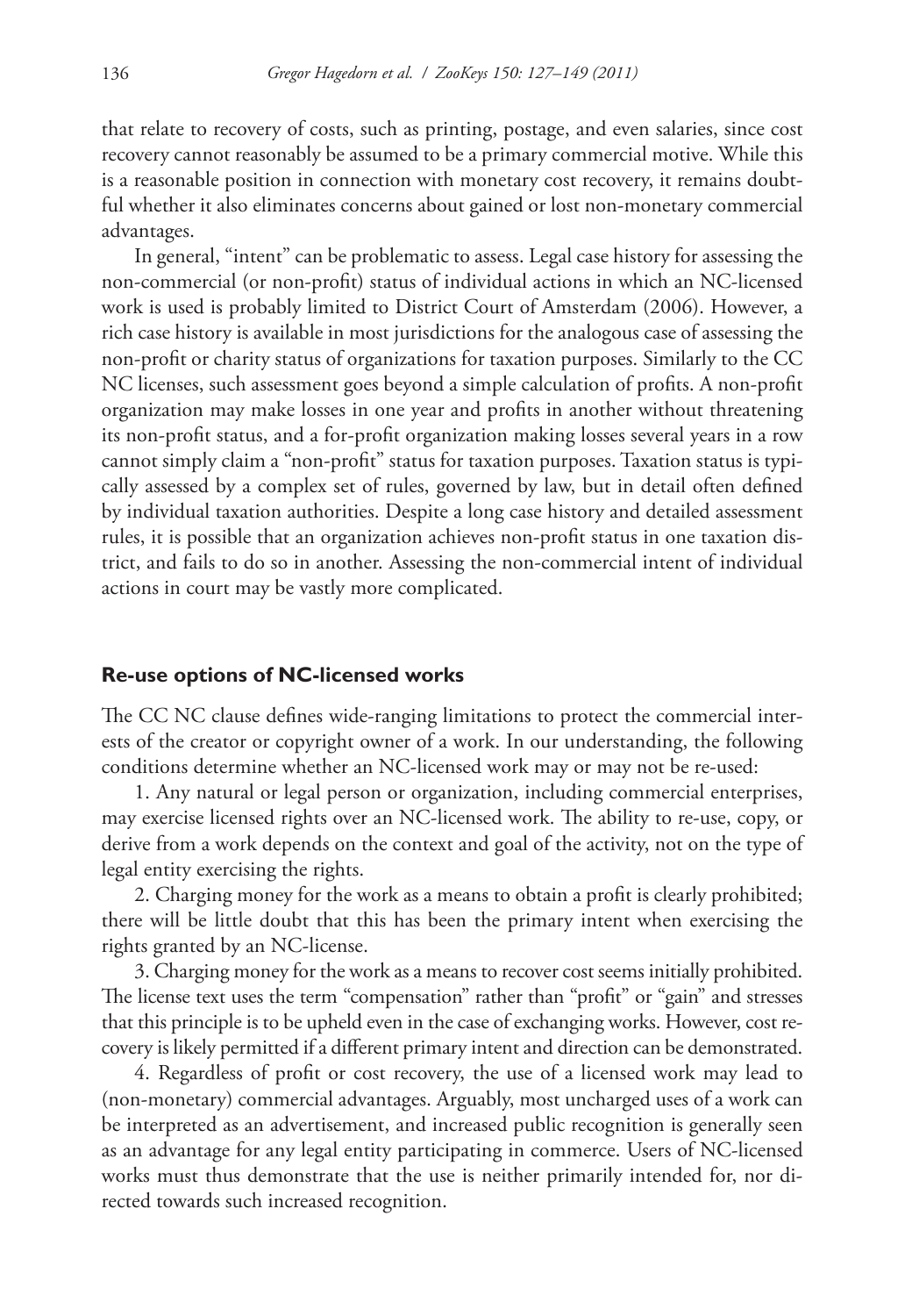that relate to recovery of costs, such as printing, postage, and even salaries, since cost recovery cannot reasonably be assumed to be a primary commercial motive. While this is a reasonable position in connection with monetary cost recovery, it remains doubtful whether it also eliminates concerns about gained or lost non-monetary commercial advantages.

In general, "intent" can be problematic to assess. Legal case history for assessing the non-commercial (or non-profit) status of individual actions in which an NC-licensed work is used is probably limited to District Court of Amsterdam (2006). However, a rich case history is available in most jurisdictions for the analogous case of assessing the non-profit or charity status of organizations for taxation purposes. Similarly to the CC NC licenses, such assessment goes beyond a simple calculation of profits. A non-profit organization may make losses in one year and profits in another without threatening its non-profit status, and a for-profit organization making losses several years in a row cannot simply claim a "non-profit" status for taxation purposes. Taxation status is typically assessed by a complex set of rules, governed by law, but in detail often defined by individual taxation authorities. Despite a long case history and detailed assessment rules, it is possible that an organization achieves non-profit status in one taxation district, and fails to do so in another. Assessing the non-commercial intent of individual actions in court may be vastly more complicated.

## Re-use options of NC-licensed works

The CC NC clause defines wide-ranging limitations to protect the commercial interests of the creator or copyright owner of a work. In our understanding, the following conditions determine whether an NC-licensed work may or may not be re-used:

1. Any natural or legal person or organization, including commercial enterprises, may exercise licensed rights over an NC-licensed work. The ability to re-use, copy, or derive from a work depends on the context and goal of the activity, not on the type of legal entity exercising the rights.

2. Charging money for the work as a means to obtain a profit is clearly prohibited; there will be little doubt that this has been the primary intent when exercising the rights granted by an NC-license.

3. Charging money for the work as a means to recover cost seems initially prohibited. The license text uses the term "compensation" rather than "profit" or "gain" and stresses that this principle is to be upheld even in the case of exchanging works. However, cost recovery is likely permitted if a different primary intent and direction can be demonstrated.

4. Regardless of profit or cost recovery, the use of a licensed work may lead to (non-monetary) commercial advantages. Arguably, most uncharged uses of a work can be interpreted as an advertisement, and increased public recognition is generally seen as an advantage for any legal entity participating in commerce. Users of NC-licensed works must thus demonstrate that the use is neither primarily intended for, nor directed towards such increased recognition.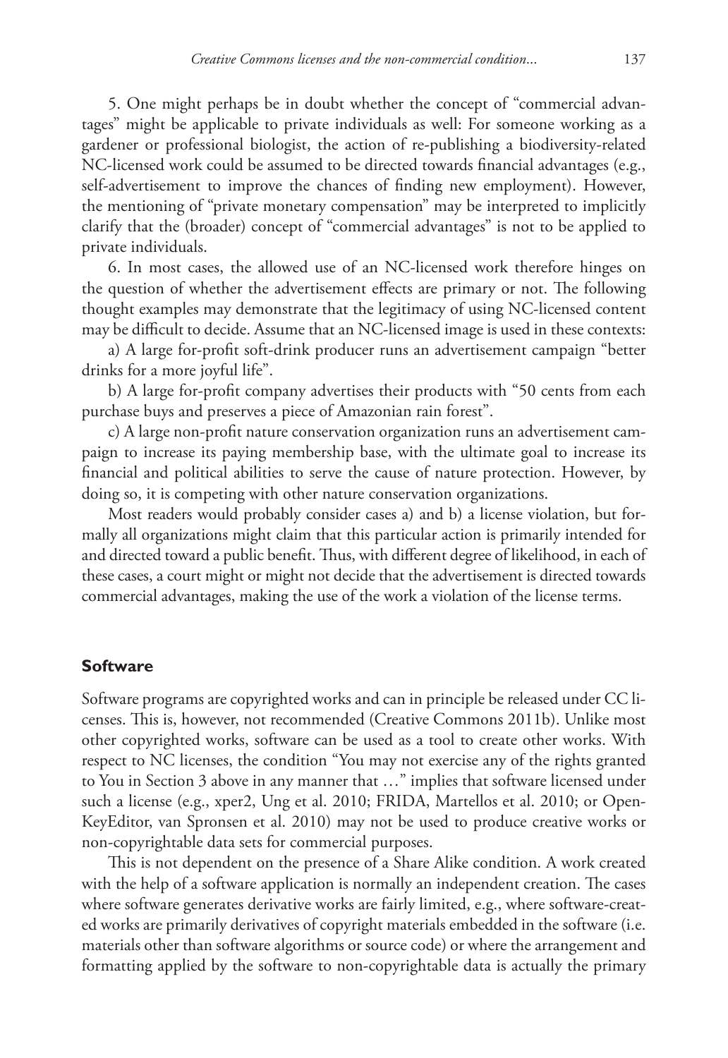5. One might perhaps be in doubt whether the concept of "commercial advantages" might be applicable to private individuals as well: For someone working as a gardener or professional biologist, the action of re-publishing a biodiversity-related NC-licensed work could be assumed to be directed towards financial advantages (e.g., self-advertisement to improve the chances of finding new employment). However, the mentioning of "private monetary compensation" may be interpreted to implicitly clarify that the (broader) concept of "commercial advantages" is not to be applied to private individuals.

6. In most cases, the allowed use of an NC-licensed work therefore hinges on the question of whether the advertisement effects are primary or not. The following thought examples may demonstrate that the legitimacy of using NC-licensed content may be difficult to decide. Assume that an NC-licensed image is used in these contexts:

a) A large for-profit soft-drink producer runs an advertisement campaign "better drinks for a more joyful life".

b) A large for-profit company advertises their products with "50 cents from each purchase buys and preserves a piece of Amazonian rain forest".

c) A large non-profit nature conservation organization runs an advertisement campaign to increase its paying membership base, with the ultimate goal to increase its financial and political abilities to serve the cause of nature protection. However, by doing so, it is competing with other nature conservation organizations.

Most readers would probably consider cases a) and b) a license violation, but formally all organizations might claim that this particular action is primarily intended for and directed toward a public benefit. Thus, with different degree of likelihood, in each of these cases, a court might or might not decide that the advertisement is directed towards commercial advantages, making the use of the work a violation of the license terms.

## Software

Software programs are copyrighted works and can in principle be released under CC licenses. This is, however, not recommended (Creative Commons 2011b). Unlike most other copyrighted works, software can be used as a tool to create other works. With respect to NC licenses, the condition "You may not exercise any of the rights granted to You in Section 3 above in any manner that …" implies that software licensed under such a license (e.g., xper2, Ung et al. 2010; FRIDA, Martellos et al. 2010; or OpenKeyEditor, van Spronsen et al. 2010) may not be used to produce creative works or non-copyrightable data sets for commercial purposes.

This is not dependent on the presence of a Share Alike condition. A work created with the help of a software application is normally an independent creation. The cases where software generates derivative works are fairly limited, e.g., where software-created works are primarily derivatives of copyright materials embedded in the software (i.e. materials other than software algorithms or source code) or where the arrangement and formatting applied by the software to non-copyrightable data is actually the primary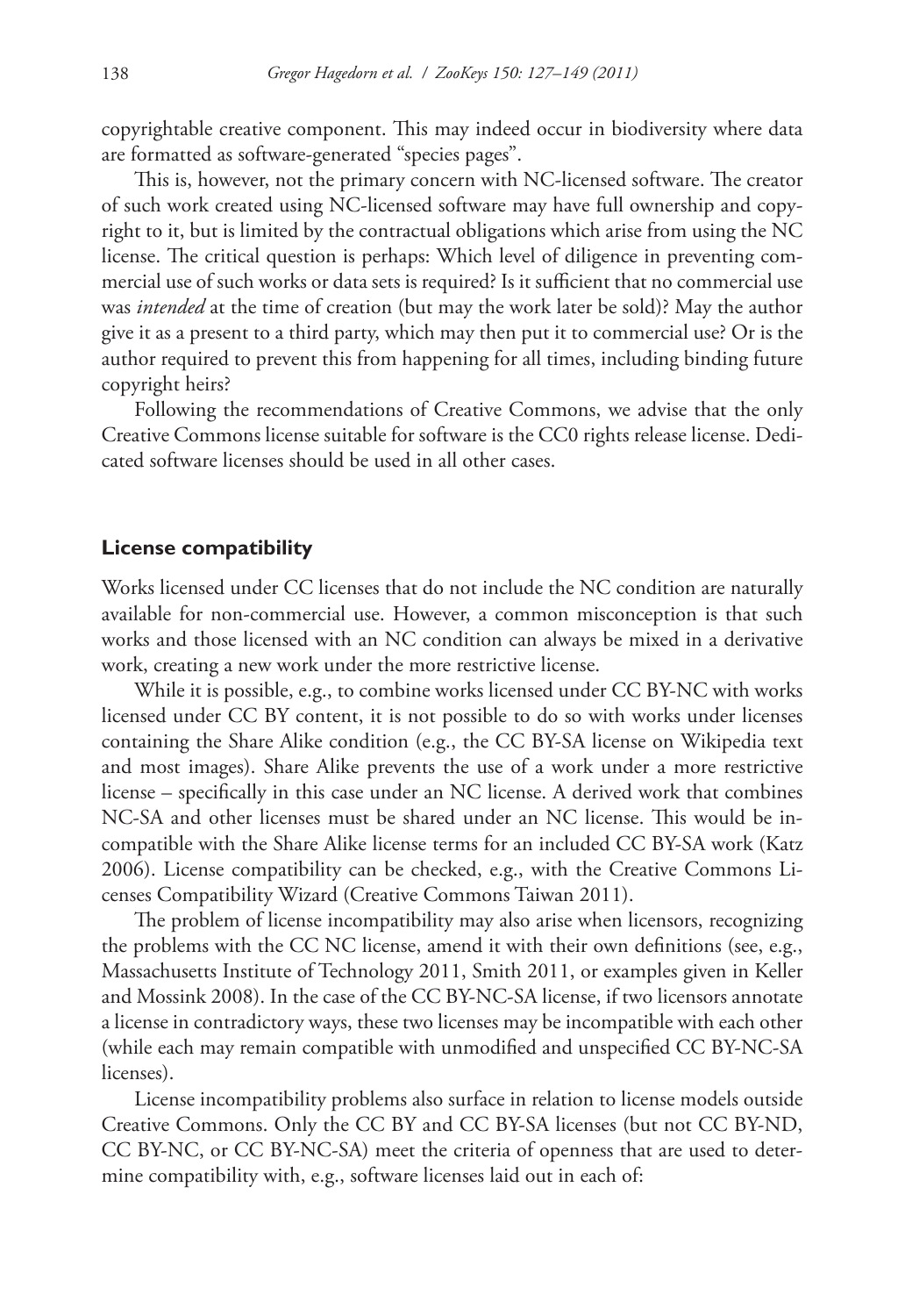copyrightable creative component. This may indeed occur in biodiversity where data are formatted as software-generated "species pages".

This is, however, not the primary concern with NC-licensed software. The creator of such work created using NC-licensed software may have full ownership and copyright to it, but is limited by the contractual obligations which arise from using the NC license. The critical question is perhaps: Which level of diligence in preventing commercial use of such works or data sets is required? Is it sufficient that no commercial use was *intended* at the time of creation (but may the work later be sold)? May the author give it as a present to a third party, which may then put it to commercial use? Or is the author required to prevent this from happening for all times, including binding future copyright heirs?

Following the recommendations of Creative Commons, we advise that the only Creative Commons license suitable for software is the CC0 rights release license. Dedicated software licenses should be used in all other cases.

## License compatibility

Works licensed under CC licenses that do not include the NC condition are naturally available for non-commercial use. However, a common misconception is that such works and those licensed with an NC condition can always be mixed in a derivative work, creating a new work under the more restrictive license.

While it is possible, e.g., to combine works licensed under CC BY-NC with works licensed under CC BY content, it is not possible to do so with works under licenses containing the Share Alike condition (e.g., the CC BY-SA license on Wikipedia text and most images). Share Alike prevents the use of a work under a more restrictive license – specifically in this case under an NC license. A derived work that combines NC-SA and other licenses must be shared under an NC license. This would be incompatible with the Share Alike license terms for an included CC BY-SA work (Katz 2006). License compatibility can be checked, e.g., with the Creative Commons Licenses Compatibility Wizard (Creative Commons Taiwan 2011).

The problem of license incompatibility may also arise when licensors, recognizing the problems with the CC NC license, amend it with their own definitions (see, e.g., Massachusetts Institute of Technology 2011, Smith 2011, or examples given in Keller and Mossink 2008). In the case of the CC BY-NC-SA license, if two licensors annotate a license in contradictory ways, these two licenses may be incompatible with each other (while each may remain compatible with unmodified and unspecified CC BY-NC-SA licenses).

License incompatibility problems also surface in relation to license models outside Creative Commons. Only the CC BY and CC BY-SA licenses (but not CC BY-ND, CC BY-NC, or CC BY-NC-SA) meet the criteria of openness that are used to determine compatibility with, e.g., software licenses laid out in each of: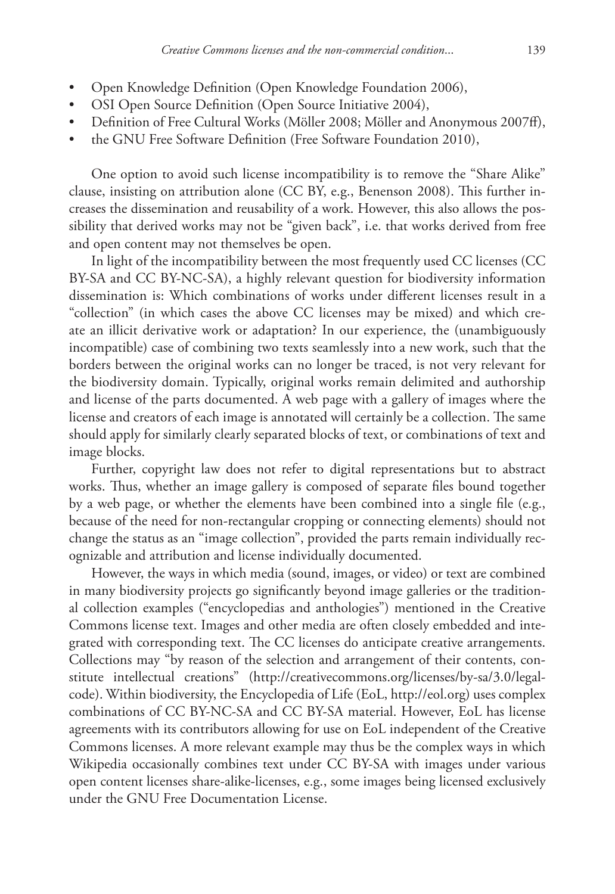- Open Knowledge Definition (Open Knowledge Foundation 2006),
- OSI Open Source Definition (Open Source Initiative 2004),
- Definition of Free Cultural Works (Möller 2008; Möller and Anonymous 2007ff),
- the GNU Free Software Definition (Free Software Foundation 2010),

One option to avoid such license incompatibility is to remove the "Share Alike" clause, insisting on attribution alone (CC BY, e.g., Benenson 2008). This further increases the dissemination and reusability of a work. However, this also allows the possibility that derived works may not be "given back", i.e. that works derived from free and open content may not themselves be open.

In light of the incompatibility between the most frequently used CC licenses (CC BY-SA and CC BY-NC-SA), a highly relevant question for biodiversity information dissemination is: Which combinations of works under different licenses result in a "collection" (in which cases the above CC licenses may be mixed) and which create an illicit derivative work or adaptation? In our experience, the (unambiguously incompatible) case of combining two texts seamlessly into a new work, such that the borders between the original works can no longer be traced, is not very relevant for the biodiversity domain. Typically, original works remain delimited and authorship and license of the parts documented. A web page with a gallery of images where the license and creators of each image is annotated will certainly be a collection. The same should apply for similarly clearly separated blocks of text, or combinations of text and image blocks.

Further, copyright law does not refer to digital representations but to abstract works. Thus, whether an image gallery is composed of separate files bound together by a web page, or whether the elements have been combined into a single file (e.g., because of the need for non-rectangular cropping or connecting elements) should not change the status as an "image collection", provided the parts remain individually recognizable and attribution and license individually documented.

However, the ways in which media (sound, images, or video) or text are combined in many biodiversity projects go significantly beyond image galleries or the traditional collection examples ("encyclopedias and anthologies") mentioned in the Creative Commons license text. Images and other media are often closely embedded and integrated with corresponding text. The CC licenses do anticipate creative arrangements. Collections may "by reason of the selection and arrangement of their contents, constitute intellectual creations" (http://creativecommons.org/licenses/by-sa/3.0/legalcode). Within biodiversity, the Encyclopedia of Life (EoL, http://eol.org) uses complex combinations of CC BY-NC-SA and CC BY-SA material. However, EoL has license agreements with its contributors allowing for use on EoL independent of the Creative Commons licenses. A more relevant example may thus be the complex ways in which Wikipedia occasionally combines text under CC BY-SA with images under various open content licenses share-alike-licenses, e.g., some images being licensed exclusively under the GNU Free Documentation License.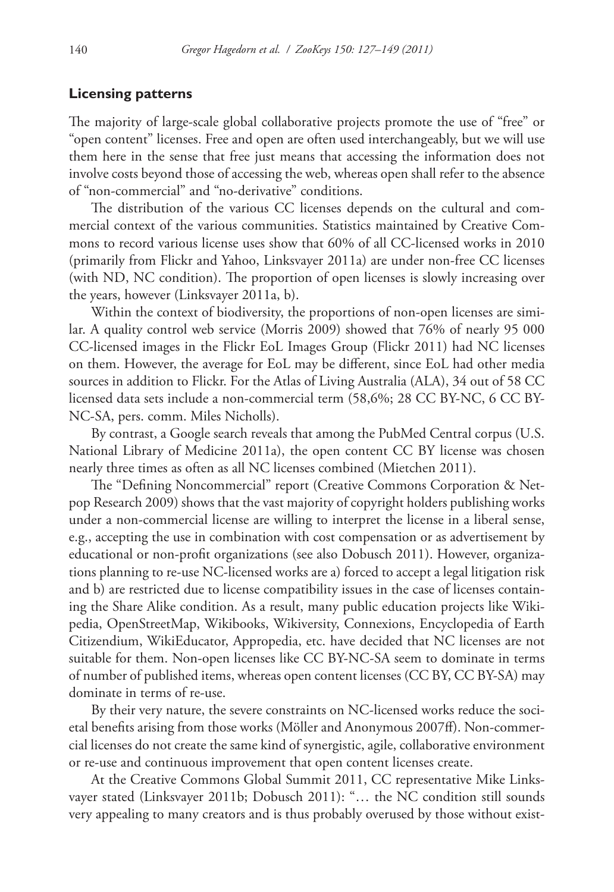## Licensing patterns

The majority of large-scale global collaborative projects promote the use of "free" or "open content" licenses. Free and open are often used interchangeably, but we will use them here in the sense that free just means that accessing the information does not involve costs beyond those of accessing the web, whereas open shall refer to the absence of "non-commercial" and "no-derivative" conditions.

The distribution of the various CC licenses depends on the cultural and commercial context of the various communities. Statistics maintained by Creative Commons to record various license uses show that 60% of all CC-licensed works in 2010 (primarily from Flickr and Yahoo, Linksvayer 2011a) are under non-free CC licenses (with ND, NC condition). The proportion of open licenses is slowly increasing over the years, however (Linksvayer 2011a, b).

Within the context of biodiversity, the proportions of non-open licenses are similar. A quality control web service (Morris 2009) showed that 76% of nearly 95 000 CC-licensed images in the Flickr EoL Images Group (Flickr 2011) had NC licenses on them. However, the average for EoL may be different, since EoL had other media sources in addition to Flickr. For the Atlas of Living Australia (ALA), 34 out of 58 CC licensed data sets include a non-commercial term (58,6%; 28 CC BY-NC, 6 CC BY-NC-SA, pers. comm. Miles Nicholls).

By contrast, a Google search reveals that among the PubMed Central corpus (U.S. National Library of Medicine 2011a), the open content CC BY license was chosen nearly three times as often as all NC licenses combined (Mietchen 2011).

The "Defining Noncommercial" report (Creative Commons Corporation & Netpop Research 2009) shows that the vast majority of copyright holders publishing works under a non-commercial license are willing to interpret the license in a liberal sense, e.g., accepting the use in combination with cost compensation or as advertisement by educational or non-profit organizations (see also Dobusch 2011). However, organizations planning to re-use NC-licensed works are a) forced to accept a legal litigation risk and b) are restricted due to license compatibility issues in the case of licenses containing the Share Alike condition. As a result, many public education projects like Wikipedia, OpenStreetMap, Wikibooks, Wikiversity, Connexions, Encyclopedia of Earth Citizendium, WikiEducator, Appropedia, etc. have decided that NC licenses are not suitable for them. Non-open licenses like CC BY-NC-SA seem to dominate in terms of number of published items, whereas open content licenses (CC BY, CC BY-SA) may dominate in terms of re-use.

By their very nature, the severe constraints on NC-licensed works reduce the societal benefits arising from those works (Möller and Anonymous 2007ff). Non-commercial licenses do not create the same kind of synergistic, agile, collaborative environment or re-use and continuous improvement that open content licenses create.

At the Creative Commons Global Summit 2011, CC representative Mike Linksvayer stated (Linksvayer 2011b; Dobusch 2011): "… the NC condition still sounds very appealing to many creators and is thus probably overused by those without exist-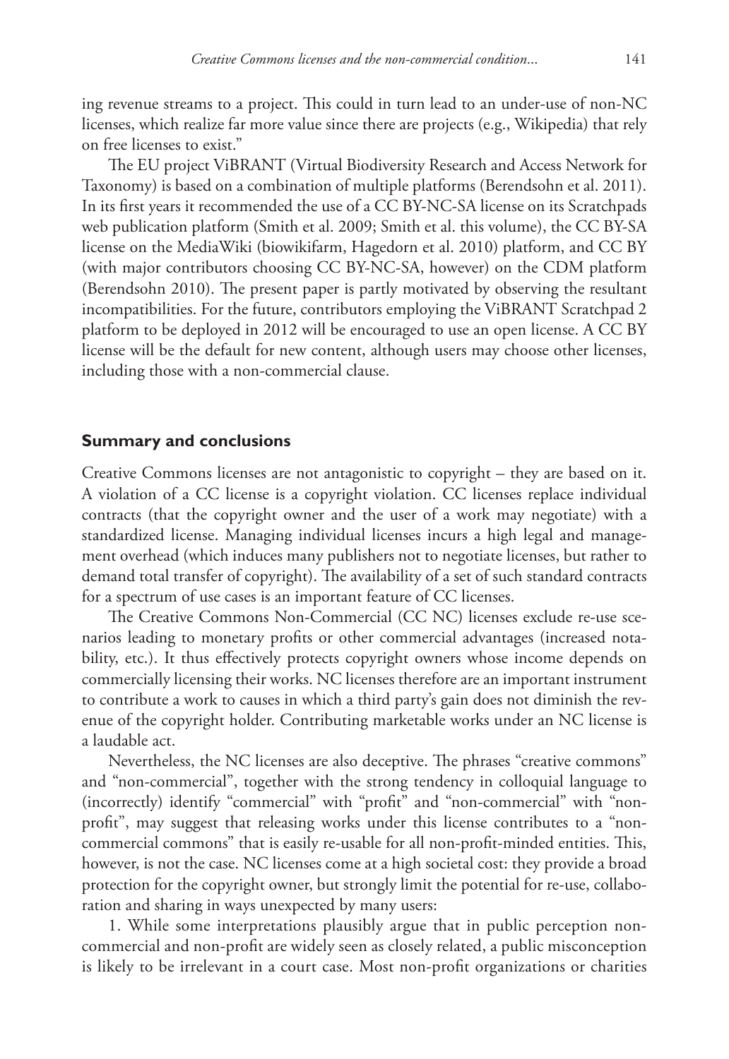ing revenue streams to a project. This could in turn lead to an under-use of non-NC licenses, which realize far more value since there are projects (e.g., Wikipedia) that rely on free licenses to exist."

The EU project ViBRANT (Virtual Biodiversity Research and Access Network for Taxonomy) is based on a combination of multiple platforms (Berendsohn et al. 2011). In its first years it recommended the use of a CC BY-NC-SA license on its Scratchpads web publication platform (Smith et al. 2009; Smith et al. this volume), the CC BY-SA license on the MediaWiki (biowikifarm, Hagedorn et al. 2010) platform, and CC BY (with major contributors choosing CC BY-NC-SA, however) on the CDM platform (Berendsohn 2010). The present paper is partly motivated by observing the resultant incompatibilities. For the future, contributors employing the ViBRANT Scratchpad 2 platform to be deployed in 2012 will be encouraged to use an open license. A CC BY license will be the default for new content, although users may choose other licenses, including those with a non-commercial clause.

## Summary and conclusions

Creative Commons licenses are not antagonistic to copyright – they are based on it. A violation of a CC license is a copyright violation. CC licenses replace individual contracts (that the copyright owner and the user of a work may negotiate) with a standardized license. Managing individual licenses incurs a high legal and management overhead (which induces many publishers not to negotiate licenses, but rather to demand total transfer of copyright). The availability of a set of such standard contracts for a spectrum of use cases is an important feature of CC licenses.

The Creative Commons Non-Commercial (CC NC) licenses exclude re-use scenarios leading to monetary profits or other commercial advantages (increased notability, etc.). It thus effectively protects copyright owners whose income depends on commercially licensing their works. NC licenses therefore are an important instrument to contribute a work to causes in which a third party's gain does not diminish the revenue of the copyright holder. Contributing marketable works under an NC license is a laudable act.

Nevertheless, the NC licenses are also deceptive. The phrases "creative commons" and "non-commercial", together with the strong tendency in colloquial language to (incorrectly) identify "commercial" with "profit" and "non-commercial" with "non-profit", may suggest that releasing works under this license contributes to a "non-commercial commons" that is easily re-usable for all non-profit-minded entities. This, however, is not the case. NC licenses come at a high societal cost: they provide a broad protection for the copyright owner, but strongly limit the potential for re-use, collaboration and sharing in ways unexpected by many users:

1. While some interpretations plausibly argue that in public perception non-commercial and non-profit are widely seen as closely related, a public misconception is likely to be irrelevant in a court case. Most non-profit organizations or charities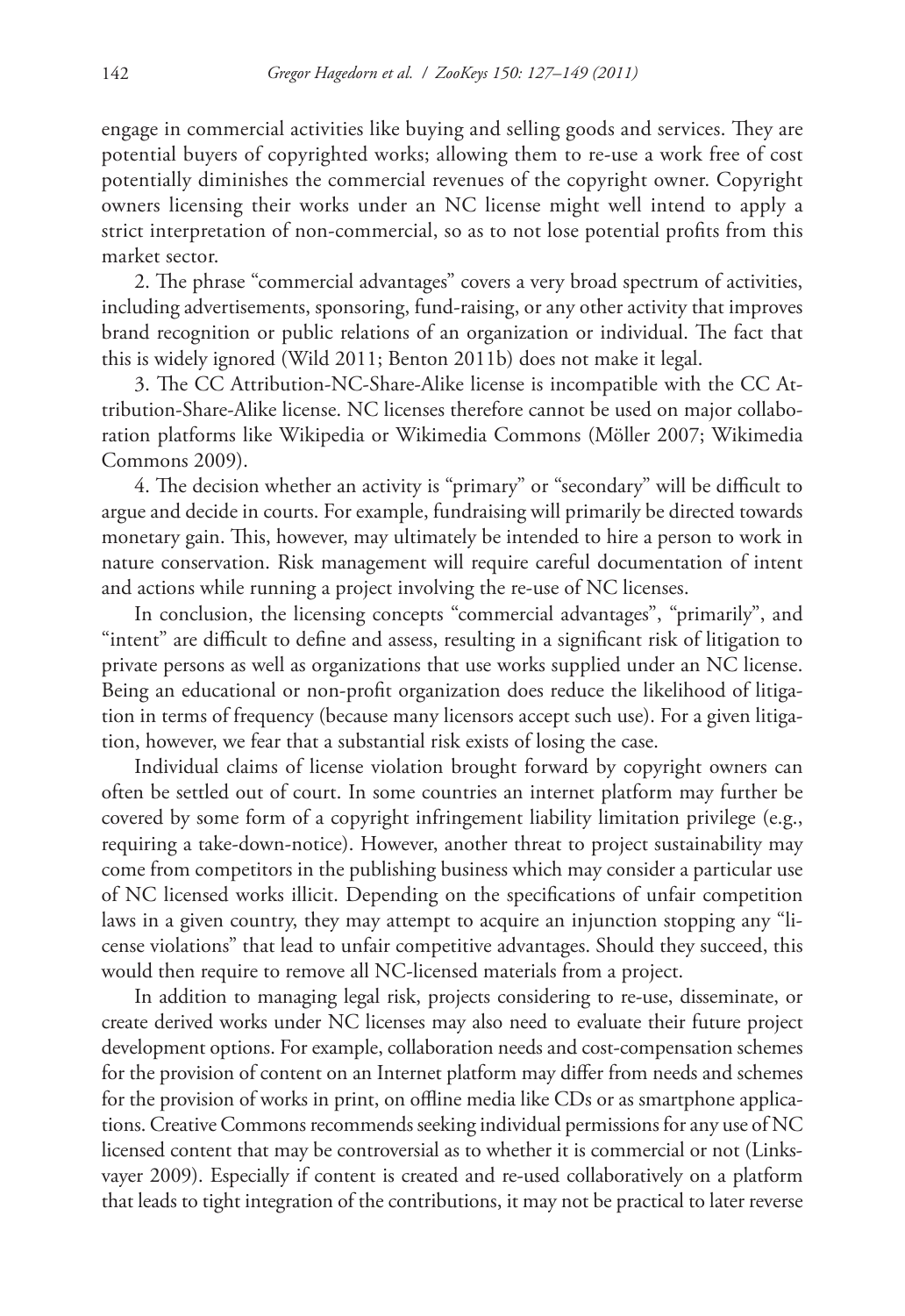engage in commercial activities like buying and selling goods and services. They are potential buyers of copyrighted works; allowing them to re-use a work free of cost potentially diminishes the commercial revenues of the copyright owner. Copyright owners licensing their works under an NC license might well intend to apply a strict interpretation of non-commercial, so as to not lose potential profits from this market sector.

2. The phrase "commercial advantages" covers a very broad spectrum of activities, including advertisements, sponsoring, fund-raising, or any other activity that improves brand recognition or public relations of an organization or individual. The fact that this is widely ignored (Wild 2011; Benton 2011b) does not make it legal.

3. The CC Attribution-NC-Share-Alike license is incompatible with the CC Attribution-Share-Alike license. NC licenses therefore cannot be used on major collaboration platforms like Wikipedia or Wikimedia Commons (Möller 2007; Wikimedia Commons 2009).

4. The decision whether an activity is "primary" or "secondary" will be difficult to argue and decide in courts. For example, fundraising will primarily be directed towards monetary gain. This, however, may ultimately be intended to hire a person to work in nature conservation. Risk management will require careful documentation of intent and actions while running a project involving the re-use of NC licenses.

In conclusion, the licensing concepts "commercial advantages", "primarily", and "intent" are difficult to define and assess, resulting in a significant risk of litigation to private persons as well as organizations that use works supplied under an NC license. Being an educational or non-profit organization does reduce the likelihood of litigation in terms of frequency (because many licensors accept such use). For a given litigation, however, we fear that a substantial risk exists of losing the case.

Individual claims of license violation brought forward by copyright owners can often be settled out of court. In some countries an internet platform may further be covered by some form of a copyright infringement liability limitation privilege (e.g., requiring a take-down-notice). However, another threat to project sustainability may come from competitors in the publishing business which may consider a particular use of NC licensed works illicit. Depending on the specifications of unfair competition laws in a given country, they may attempt to acquire an injunction stopping any "license violations" that lead to unfair competitive advantages. Should they succeed, this would then require to remove all NC-licensed materials from a project.

In addition to managing legal risk, projects considering to re-use, disseminate, or create derived works under NC licenses may also need to evaluate their future project development options. For example, collaboration needs and cost-compensation schemes for the provision of content on an Internet platform may differ from needs and schemes for the provision of works in print, on offline media like CDs or as smartphone applications. Creative Commons recommends seeking individual permissions for any use of NC licensed content that may be controversial as to whether it is commercial or not (Linksvayer 2009). Especially if content is created and re-used collaboratively on a platform that leads to tight integration of the contributions, it may not be practical to later reverse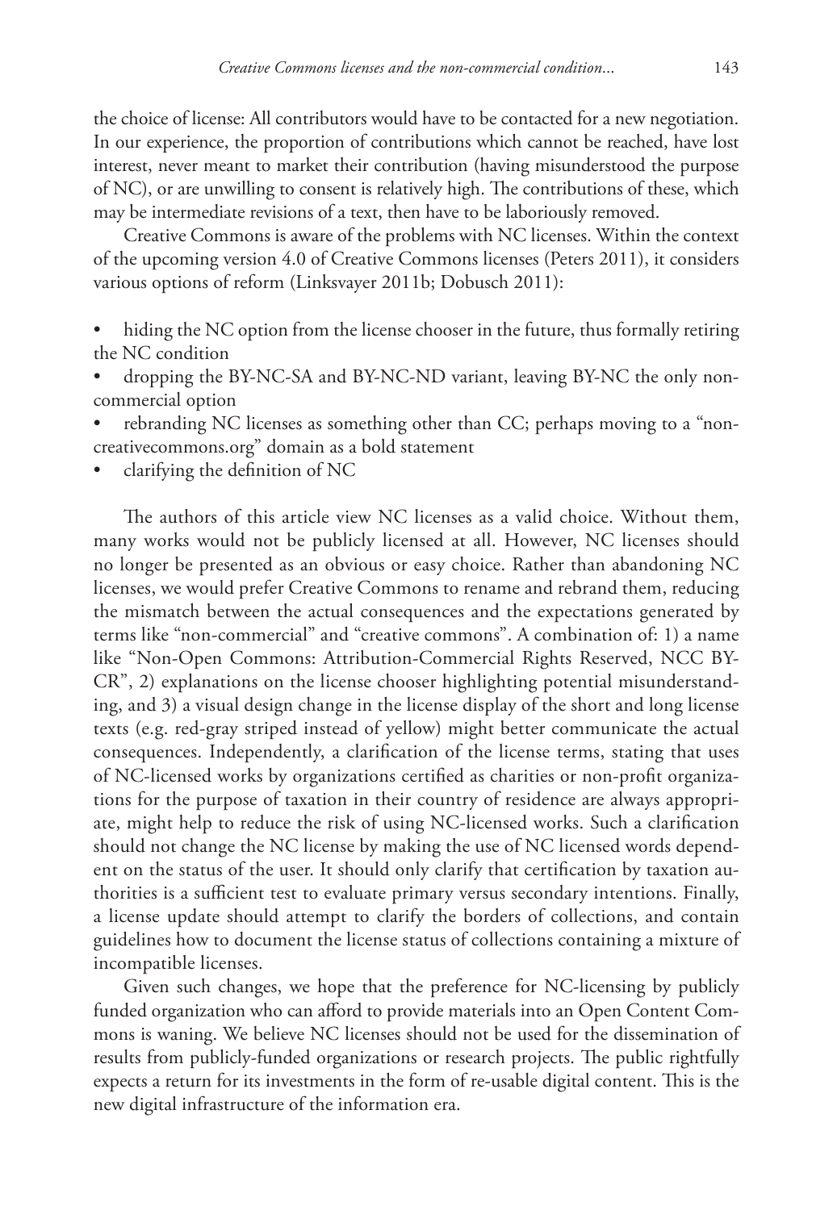the choice of license: All contributors would have to be contacted for a new negotiation. In our experience, the proportion of contributions which cannot be reached, have lost interest, never meant to market their contribution (having misunderstood the purpose of NC), or are unwilling to consent is relatively high. The contributions of these, which may be intermediate revisions of a text, then have to be laboriously removed.

Creative Commons is aware of the problems with NC licenses. Within the context of the upcoming version 4.0 of Creative Commons licenses (Peters 2011), it considers various options of reform (Linksvayer 2011b; Dobusch 2011):

- hiding the NC option from the license chooser in the future, thus formally retiring the NC condition
- dropping the BY-NC-SA and BY-NC-ND variant, leaving BY-NC the only non-commercial option
- rebranding NC licenses as something other than CC; perhaps moving to a "non-creativecommons.org" domain as a bold statement
- clarifying the definition of NC

The authors of this article view NC licenses as a valid choice. Without them, many works would not be publicly licensed at all. However, NC licenses should no longer be presented as an obvious or easy choice. Rather than abandoning NC licenses, we would prefer Creative Commons to rename and rebrand them, reducing the mismatch between the actual consequences and the expectations generated by terms like "non-commercial" and "creative commons". A combination of: 1) a name like "Non-Open Commons: Attribution-Commercial Rights Reserved, NCC BY-CR", 2) explanations on the license chooser highlighting potential misunderstanding, and 3) a visual design change in the license display of the short and long license texts (e.g. red-gray striped instead of yellow) might better communicate the actual consequences. Independently, a clarification of the license terms, stating that uses of NC-licensed works by organizations certified as charities or non-profit organizations for the purpose of taxation in their country of residence are always appropriate, might help to reduce the risk of using NC-licensed works. Such a clarification should not change the NC license by making the use of NC licensed words dependent on the status of the user. It should only clarify that certification by taxation authorities is a sufficient test to evaluate primary versus secondary intentions. Finally, a license update should attempt to clarify the borders of collections, and contain guidelines how to document the license status of collections containing a mixture of incompatible licenses.

Given such changes, we hope that the preference for NC-licensing by publicly funded organization who can afford to provide materials into an Open Content Commons is waning. We believe NC licenses should not be used for the dissemination of results from publicly-funded organizations or research projects. The public rightfully expects a return for its investments in the form of re-usable digital content. This is the new digital infrastructure of the information era.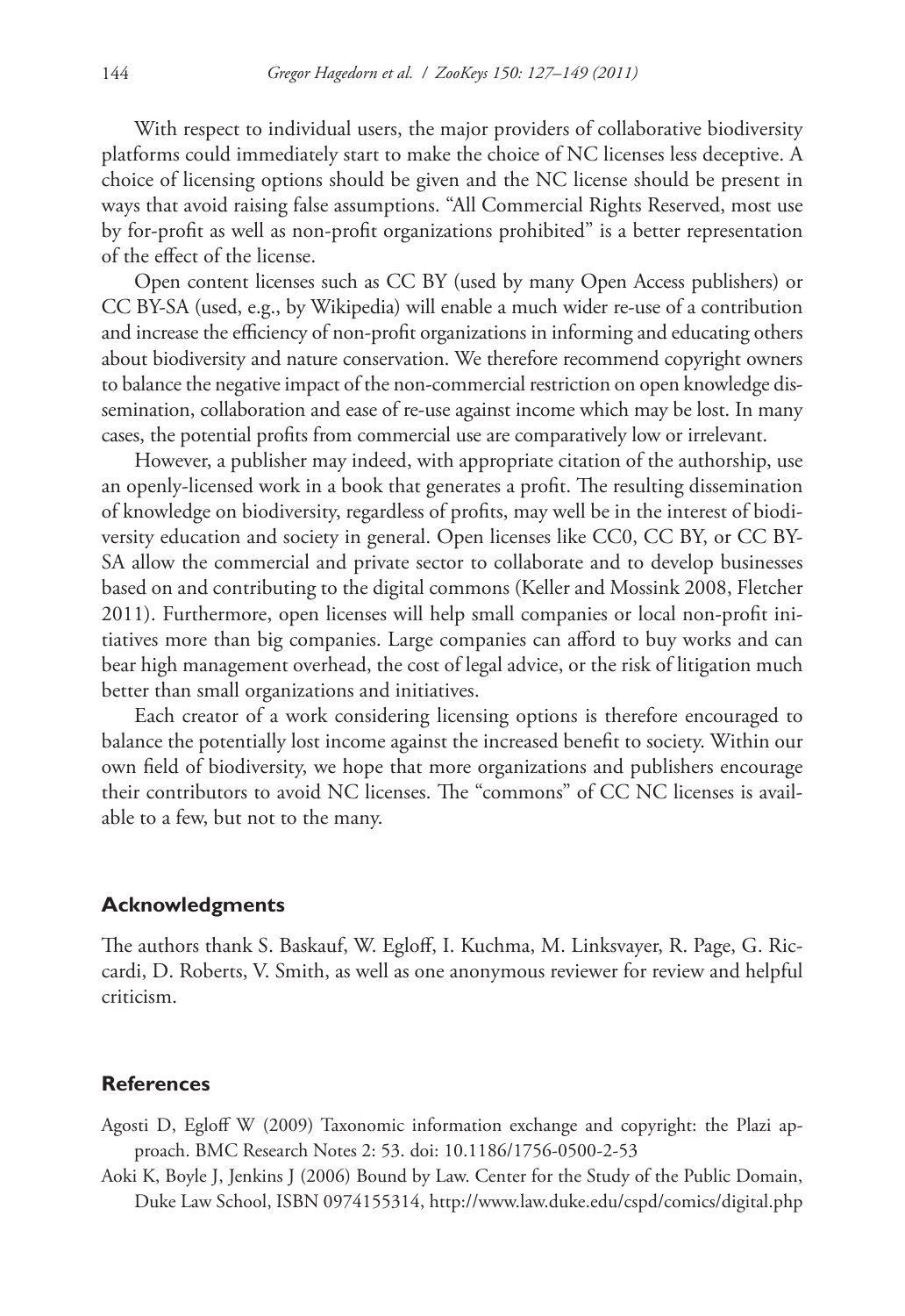With respect to individual users, the major providers of collaborative biodiversity platforms could immediately start to make the choice of NC licenses less deceptive. A choice of licensing options should be given and the NC license should be present in ways that avoid raising false assumptions. "All Commercial Rights Reserved, most use by for-profit as well as non-profit organizations prohibited" is a better representation of the effect of the license.

Open content licenses such as CC BY (used by many Open Access publishers) or CC BY-SA (used, e.g., by Wikipedia) will enable a much wider re-use of a contribution and increase the efficiency of non-profit organizations in informing and educating others about biodiversity and nature conservation. We therefore recommend copyright owners to balance the negative impact of the non-commercial restriction on open knowledge dissemination, collaboration and ease of re-use against income which may be lost. In many cases, the potential profits from commercial use are comparatively low or irrelevant.

However, a publisher may indeed, with appropriate citation of the authorship, use an openly-licensed work in a book that generates a profit. The resulting dissemination of knowledge on biodiversity, regardless of profits, may well be in the interest of biodiversity education and society in general. Open licenses like CC0, CC BY, or CC BY-SA allow the commercial and private sector to collaborate and to develop businesses based on and contributing to the digital commons (Keller and Mossink 2008, Fletcher 2011). Furthermore, open licenses will help small companies or local non-profit initiatives more than big companies. Large companies can afford to buy works and can bear high management overhead, the cost of legal advice, or the risk of litigation much better than small organizations and initiatives.

Each creator of a work considering licensing options is therefore encouraged to balance the potentially lost income against the increased benefit to society. Within our own field of biodiversity, we hope that more organizations and publishers encourage their contributors to avoid NC licenses. The "commons" of CC NC licenses is available to a few, but not to the many.

## Acknowledgments

The authors thank S. Baskauf, W. Egloff, I. Kuchma, M. Linksvayer, R. Page, G. Riccardi, D. Roberts, V. Smith, as well as one anonymous reviewer for review and helpful criticism.

## References

Agosti D, Egloff W (2009) Taxonomic information exchange and copyright: the Plazi approach. BMC Research Notes 2: 53. doi: 10.1186/1756-0500-2-53

Aoki K, Boyle J, Jenkins J (2006) Bound by Law. Center for the Study of the Public Domain, Duke Law School, ISBN 0974155314, http://www.law.duke.edu/cspd/comics/digital.php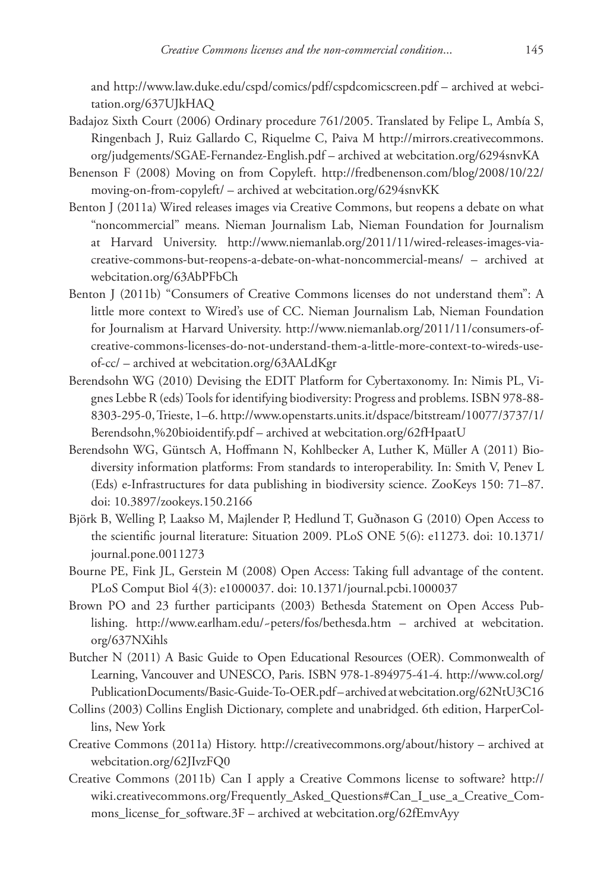and http://www.law.duke.edu/cspd/comics/pdf/cspdcomicscreen.pdf – archived at webcitation.org/637UJkHAQ

Badajoz Sixth Court (2006) Ordinary procedure 761/2005. Translated by Felipe L, Ambía S, Ringenbach J, Ruiz Gallardo C, Riquelme C, Paiva M http://mirrors.creativecommons.org/judgements/SGAE-Fernandez-English.pdf – archived at webcitation.org/6294snvKA

Benenson F (2008) Moving on from Copyleft. http://fredbenenson.com/blog/2008/10/22/moving-on-from-copyleft/ – archived at webcitation.org/6294snvKK

Benton J (2011a) Wired releases images via Creative Commons, but reopens a debate on what "noncommercial" means. Nieman Journalism Lab, Nieman Foundation for Journalism at Harvard University. http://www.niemanlab.org/2011/11/wired-releases-images-via-creative-commons-but-reopens-a-debate-on-what-noncommercial-means/ – archived at webcitation.org/63AbPFbCh

Benton J (2011b) "Consumers of Creative Commons licenses do not understand them": A little more context to Wired's use of CC. Nieman Journalism Lab, Nieman Foundation for Journalism at Harvard University. http://www.niemanlab.org/2011/11/consumers-of-creative-commons-licenses-do-not-understand-them-a-little-more-context-to-wireds-use-of-cc/ – archived at webcitation.org/63AALdKgr

Berendsohn WG (2010) Devising the EDIT Platform for Cybertaxonomy. In: Nimis PL, Vignes Lebbe R (eds) Tools for identifying biodiversity: Progress and problems. ISBN 978-88-8303-295-0, Trieste, 1–6. http://www.openstarts.units.it/dspace/bitstream/10077/3737/1/Berendsohn,%20bioidentify.pdf – archived at webcitation.org/62fHpaatU

Berendsohn WG, Güntsch A, Hoffmann N, Kohlbecker A, Luther K, Müller A (2011) Biodiversity information platforms: From standards to interoperability. In: Smith V, Penev L (Eds) e-Infrastructures for data publishing in biodiversity science. ZooKeys 150: 71–87. doi: 10.3897/zookeys.150.2166

Björk B, Welling P, Laakso M, Majlender P, Hedlund T, Guðnason G (2010) Open Access to the scientific journal literature: Situation 2009. PLoS ONE 5(6): e11273. doi: 10.1371/journal.pone.0011273

Bourne PE, Fink JL, Gerstein M (2008) Open Access: Taking full advantage of the content. PLoS Comput Biol 4(3): e1000037. doi: 10.1371/journal.pcbi.1000037

Brown PO and 23 further participants (2003) Bethesda Statement on Open Access Publishing. http://www.earlham.edu/~peters/fos/bethesda.htm – archived at webcitation.org/637NXihls

Butcher N (2011) A Basic Guide to Open Educational Resources (OER). Commonwealth of Learning, Vancouver and UNESCO, Paris. ISBN 978-1-894975-41-4. http://www.col.org/PublicationDocuments/Basic-Guide-To-OER.pdf – archived at webcitation.org/62NtU3C16

Collins (2003) Collins English Dictionary, complete and unabridged. 6th edition, HarperCollins, New York

Creative Commons (2011a) History. http://creativecommons.org/about/history – archived at webcitation.org/62JIvzFQ0

Creative Commons (2011b) Can I apply a Creative Commons license to software? http://wiki.creativecommons.org/Frequently_Asked_Questions#Can_I_use_a_Creative_Commons_license_for_software.3F – archived at webcitation.org/62fEmvAyy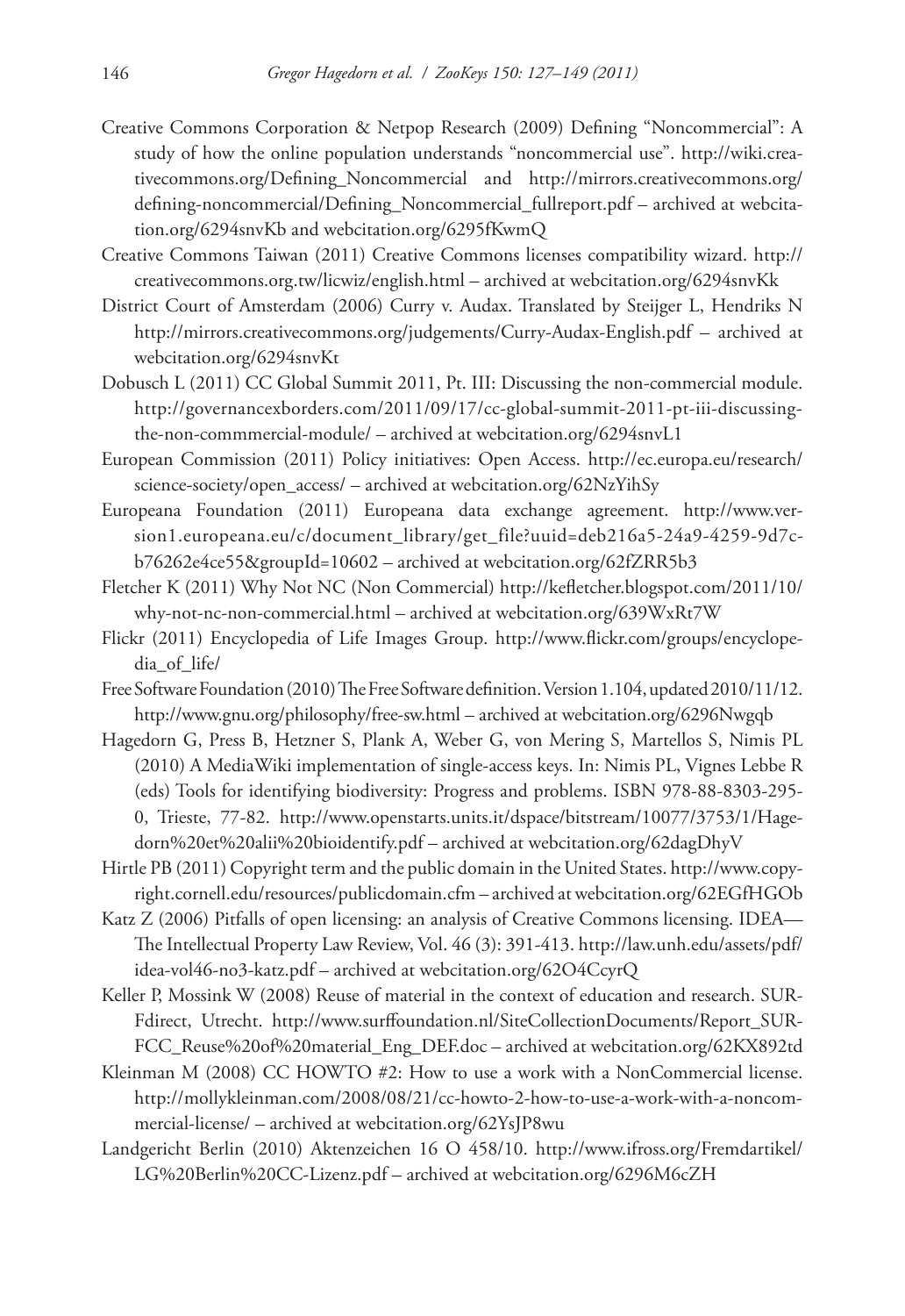Creative Commons Corporation & Netpop Research (2009) Defining "Noncommercial": A study of how the online population understands "noncommercial use". http://wiki.creativecommons.org/Defining_Noncommercial and http://mirrors.creativecommons.org/defining-noncommercial/Defining_Noncommercial_fullreport.pdf – archived at webcitation.org/6294snvKb and webcitation.org/6295fKwmQ

Creative Commons Taiwan (2011) Creative Commons licenses compatibility wizard. http://creativecommons.org.tw/licwiz/english.html – archived at webcitation.org/6294snvKk

District Court of Amsterdam (2006) Curry v. Audax. Translated by Steijger L, Hendriks N http://mirrors.creativecommons.org/judgements/Curry-Audax-English.pdf – archived at webcitation.org/6294snvKt

Dobusch L (2011) CC Global Summit 2011, Pt. III: Discussing the non-commercial module. http://governancexborders.com/2011/09/17/cc-global-summit-2011-pt-iii-discussing-the-non-commmercial-module/ – archived at webcitation.org/6294snvL1

European Commission (2011) Policy initiatives: Open Access. http://ec.europa.eu/research/science-society/open_access/ – archived at webcitation.org/62NzYihSy

Europeana Foundation (2011) Europeana data exchange agreement. http://www.version1.europeana.eu/c/document_library/get_file?uuid=deb216a5-24a9-4259-9d7c-b76262e4ce55&groupId=10602 – archived at webcitation.org/62fZRR5b3

Fletcher K (2011) Why Not NC (Non Commercial) http://kefletcher.blogspot.com/2011/10/why-not-nc-non-commercial.html – archived at webcitation.org/639WxRt7W

Flickr (2011) Encyclopedia of Life Images Group. http://www.flickr.com/groups/encyclopedia_of_life/

Free Software Foundation (2010) The Free Software definition. Version 1.104, updated 2010/11/12. http://www.gnu.org/philosophy/free-sw.html – archived at webcitation.org/6296Nwgqb

Hagedorn G, Press B, Hetzner S, Plank A, Weber G, von Mering S, Martellos S, Nimis PL (2010) A MediaWiki implementation of single-access keys. In: Nimis PL, Vignes Lebbe R (eds) Tools for identifying biodiversity: Progress and problems. ISBN 978-88-8303-295-0, Trieste, 77-82. http://www.openstarts.units.it/dspace/bitstream/10077/3753/1/Hagedorn%20et%20alii%20bioidentify.pdf – archived at webcitation.org/62dagDhyV

Hirtle PB (2011) Copyright term and the public domain in the United States. http://www.copyright.cornell.edu/resources/publicdomain.cfm – archived at webcitation.org/62EGfHGOb

Katz Z (2006) Pitfalls of open licensing: an analysis of Creative Commons licensing. IDEA—The Intellectual Property Law Review, Vol. 46 (3): 391-413. http://law.unh.edu/assets/pdf/idea-vol46-no3-katz.pdf – archived at webcitation.org/62O4CcyrQ

Keller P, Mossink W (2008) Reuse of material in the context of education and research. SURFdirect, Utrecht. http://www.surffoundation.nl/SiteCollectionDocuments/Report_SURFCC_Reuse%20of%20material_Eng_DEF.doc – archived at webcitation.org/62KX892td

Kleinman M (2008) CC HOWTO #2: How to use a work with a NonCommercial license. http://mollykleinman.com/2008/08/21/cc-howto-2-how-to-use-a-work-with-a-noncommercial-license/ – archived at webcitation.org/62YsJP8wu

Landgericht Berlin (2010) Aktenzeichen 16 O 458/10. http://www.ifross.org/Fremdartikel/LG%20Berlin%20CC-Lizenz.pdf – archived at webcitation.org/6296M6cZH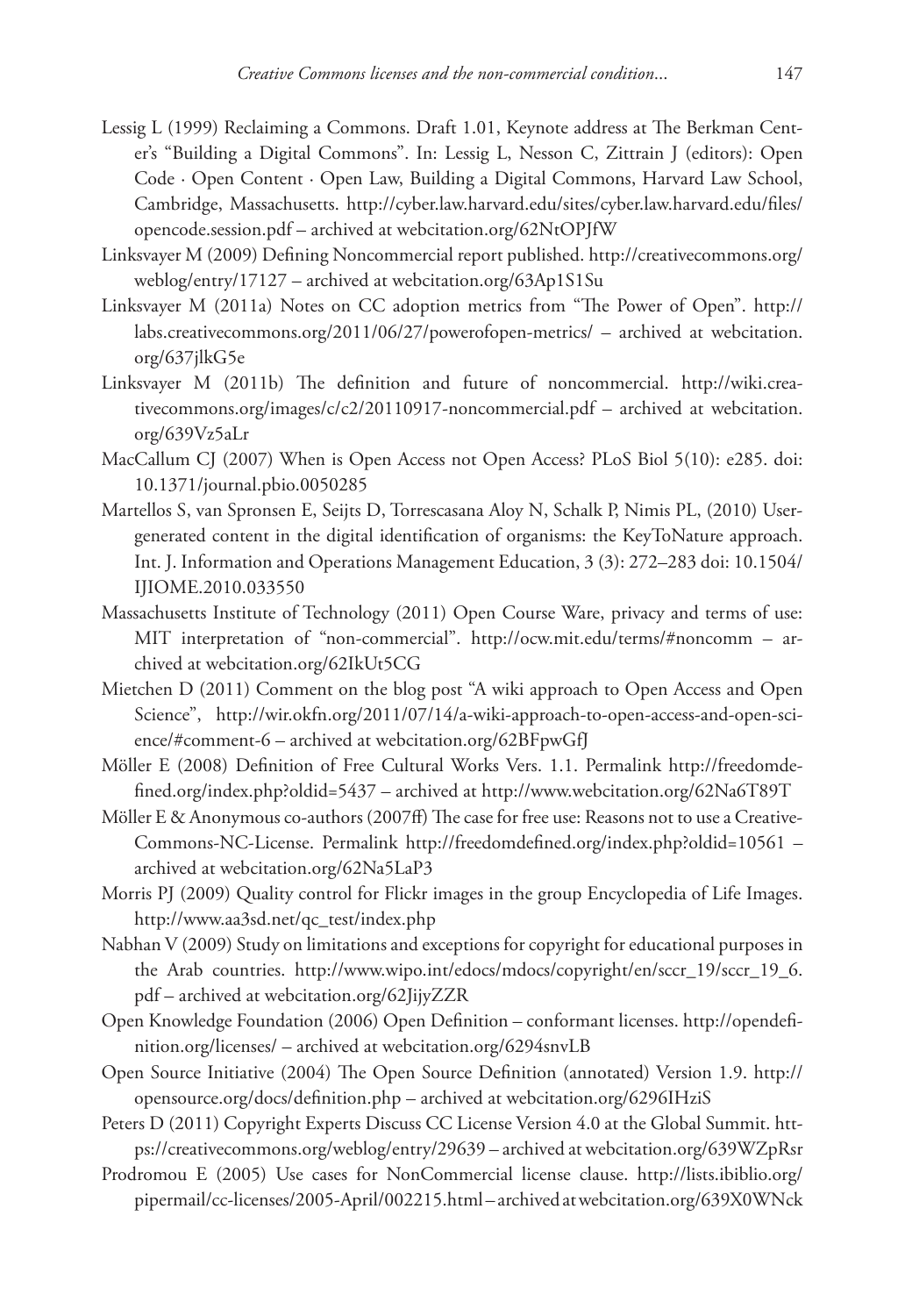Lessig L (1999) Reclaiming a Commons. Draft 1.01, Keynote address at The Berkman Center's "Building a Digital Commons". In: Lessig L, Nesson C, Zittrain J (editors): Open Code · Open Content · Open Law, Building a Digital Commons, Harvard Law School, Cambridge, Massachusetts. http://cyber.law.harvard.edu/sites/cyber.law.harvard.edu/files/opencode.session.pdf – archived at webcitation.org/62NtOPJfW

Linksvayer M (2009) Defining Noncommercial report published. http://creativecommons.org/weblog/entry/17127 – archived at webcitation.org/63Ap1S1Su

Linksvayer M (2011a) Notes on CC adoption metrics from "The Power of Open". http://labs.creativecommons.org/2011/06/27/powerofopen-metrics/ – archived at webcitation.org/637jlkG5e

Linksvayer M (2011b) The definition and future of noncommercial. http://wiki.creativecommons.org/images/c/c2/20110917-noncommercial.pdf – archived at webcitation.org/639Vz5aLr

MacCallum CJ (2007) When is Open Access not Open Access? PLoS Biol 5(10): e285. doi: 10.1371/journal.pbio.0050285

Martellos S, van Spronsen E, Seijts D, Torrescasana Aloy N, Schalk P, Nimis PL, (2010) User-generated content in the digital identification of organisms: the KeyToNature approach. Int. J. Information and Operations Management Education, 3 (3): 272–283 doi: 10.1504/IJIOME.2010.033550

Massachusetts Institute of Technology (2011) Open Course Ware, privacy and terms of use: MIT interpretation of "non-commercial". http://ocw.mit.edu/terms/#noncomm – archived at webcitation.org/62IkUt5CG

Mietchen D (2011) Comment on the blog post "A wiki approach to Open Access and Open Science", http://wir.okfn.org/2011/07/14/a-wiki-approach-to-open-access-and-open-science/#comment-6 – archived at webcitation.org/62BFpwGfJ

Möller E (2008) Definition of Free Cultural Works Vers. 1.1. Permalink http://freedomdefined.org/index.php?oldid=5437 – archived at http://www.webcitation.org/62Na6T89T

Möller E & Anonymous co-authors (2007ff) The case for free use: Reasons not to use a Creative-Commons-NC-License. Permalink http://freedomdefined.org/index.php?oldid=10561 – archived at webcitation.org/62Na5LaP3

Morris PJ (2009) Quality control for Flickr images in the group Encyclopedia of Life Images. http://www.aa3sd.net/qc_test/index.php

Nabhan V (2009) Study on limitations and exceptions for copyright for educational purposes in the Arab countries. http://www.wipo.int/edocs/mdocs/copyright/en/sccr_19/sccr_19_6.pdf – archived at webcitation.org/62JijyZZR

Open Knowledge Foundation (2006) Open Definition – conformant licenses. http://opendefinition.org/licenses/ – archived at webcitation.org/6294snvLB

Open Source Initiative (2004) The Open Source Definition (annotated) Version 1.9. http://opensource.org/docs/definition.php – archived at webcitation.org/6296IHziS

Peters D (2011) Copyright Experts Discuss CC License Version 4.0 at the Global Summit. https://creativecommons.org/weblog/entry/29639 – archived at webcitation.org/639WZpRsr

Prodromou E (2005) Use cases for NonCommercial license clause. http://lists.ibiblio.org/pipermail/cc-licenses/2005-April/002215.html – archived at webcitation.org/639X0WNck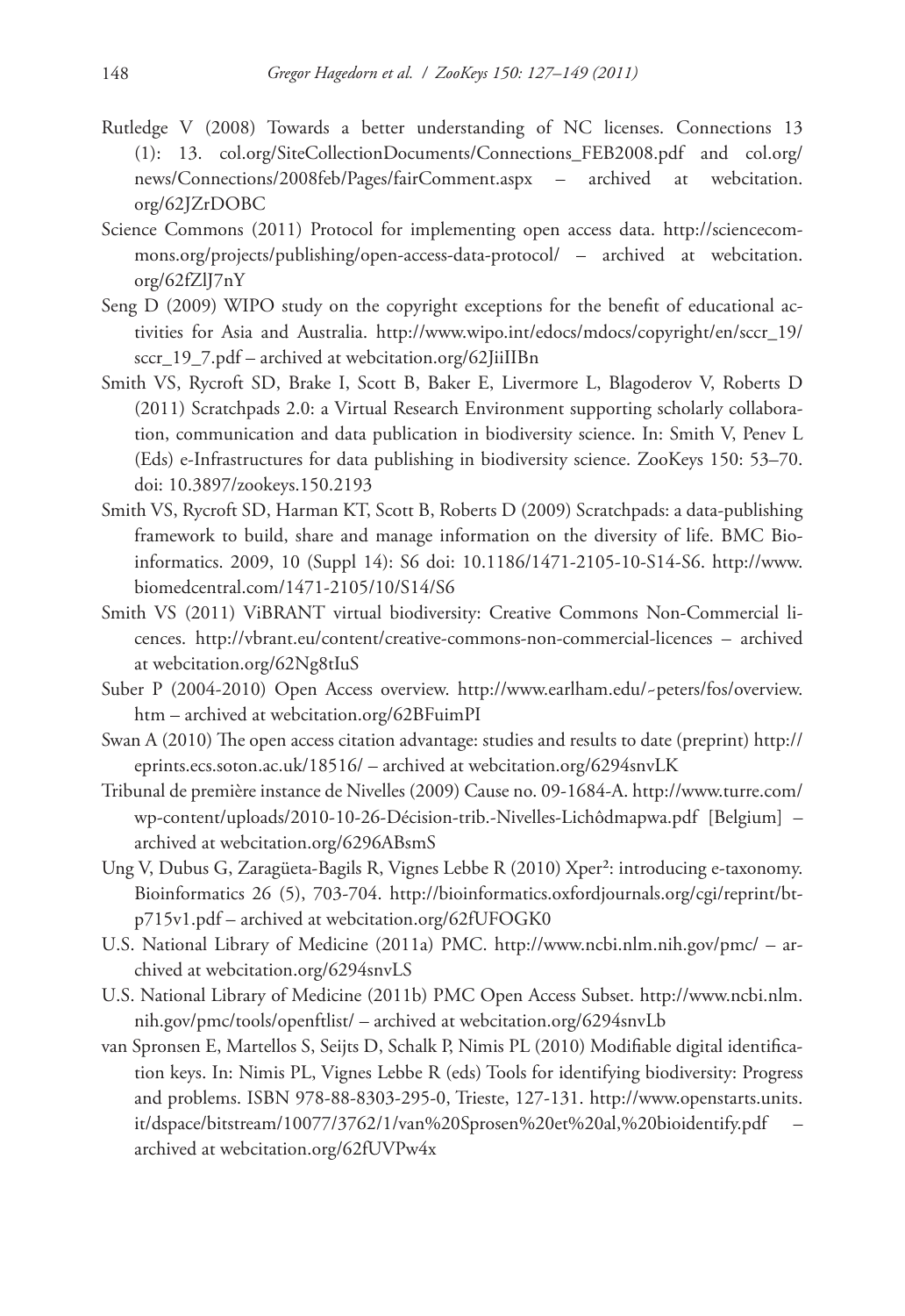Rutledge V (2008) Towards a better understanding of NC licenses. Connections 13 (1): 13. col.org/SiteCollectionDocuments/Connections_FEB2008.pdf and col.org/news/Connections/2008feb/Pages/fairComment.aspx – archived at webcitation.org/62JZrDOBC

Science Commons (2011) Protocol for implementing open access data. http://sciencecommons.org/projects/publishing/open-access-data-protocol/ – archived at webcitation.org/62fZlJ7nY

Seng D (2009) WIPO study on the copyright exceptions for the benefit of educational activities for Asia and Australia. http://www.wipo.int/edocs/mdocs/copyright/en/sccr_19/sccr_19_7.pdf – archived at webcitation.org/62JiiIIBn

Smith VS, Rycroft SD, Brake I, Scott B, Baker E, Livermore L, Blagoderov V, Roberts D (2011) Scratchpads 2.0: a Virtual Research Environment supporting scholarly collaboration, communication and data publication in biodiversity science. In: Smith V, Penev L (Eds) e-Infrastructures for data publishing in biodiversity science. ZooKeys 150: 53–70. doi: 10.3897/zookeys.150.2193

Smith VS, Rycroft SD, Harman KT, Scott B, Roberts D (2009) Scratchpads: a data-publishing framework to build, share and manage information on the diversity of life. BMC Bioinformatics. 2009, 10 (Suppl 14): S6 doi: 10.1186/1471-2105-10-S14-S6. http://www.biomedcentral.com/1471-2105/10/S14/S6

Smith VS (2011) ViBRANT virtual biodiversity: Creative Commons Non-Commercial licences. http://vbrant.eu/content/creative-commons-non-commercial-licences – archived at webcitation.org/62Ng8tIuS

Suber P (2004-2010) Open Access overview. http://www.earlham.edu/~peters/fos/overview.htm – archived at webcitation.org/62BFuimPI

Swan A (2010) The open access citation advantage: studies and results to date (preprint) http://eprints.ecs.soton.ac.uk/18516/ – archived at webcitation.org/6294snvLK

Tribunal de première instance de Nivelles (2009) Cause no. 09-1684-A. http://www.turre.com/wp-content/uploads/2010-10-26-Décision-trib.-Nivelles-Lichôdmapwa.pdf [Belgium] – archived at webcitation.org/6296ABsmS

Ung V, Dubus G, Zaragüeta-Bagils R, Vignes Lebbe R (2010) Xper²: introducing e-taxonomy. Bioinformatics 26 (5), 703-704. http://bioinformatics.oxfordjournals.org/cgi/reprint/btp715v1.pdf – archived at webcitation.org/62fUFOGK0

U.S. National Library of Medicine (2011a) PMC. http://www.ncbi.nlm.nih.gov/pmc/ – archived at webcitation.org/6294snvLS

U.S. National Library of Medicine (2011b) PMC Open Access Subset. http://www.ncbi.nlm.nih.gov/pmc/tools/openftlist/ – archived at webcitation.org/6294snvLb

van Spronsen E, Martellos S, Seijts D, Schalk P, Nimis PL (2010) Modifiable digital identification keys. In: Nimis PL, Vignes Lebbe R (eds) Tools for identifying biodiversity: Progress and problems. ISBN 978-88-8303-295-0, Trieste, 127-131. http://www.openstarts.units.it/dspace/bitstream/10077/3762/1/van%20Sprosen%20et%20al,%20bioidentify.pdf – archived at webcitation.org/62fUVPw4x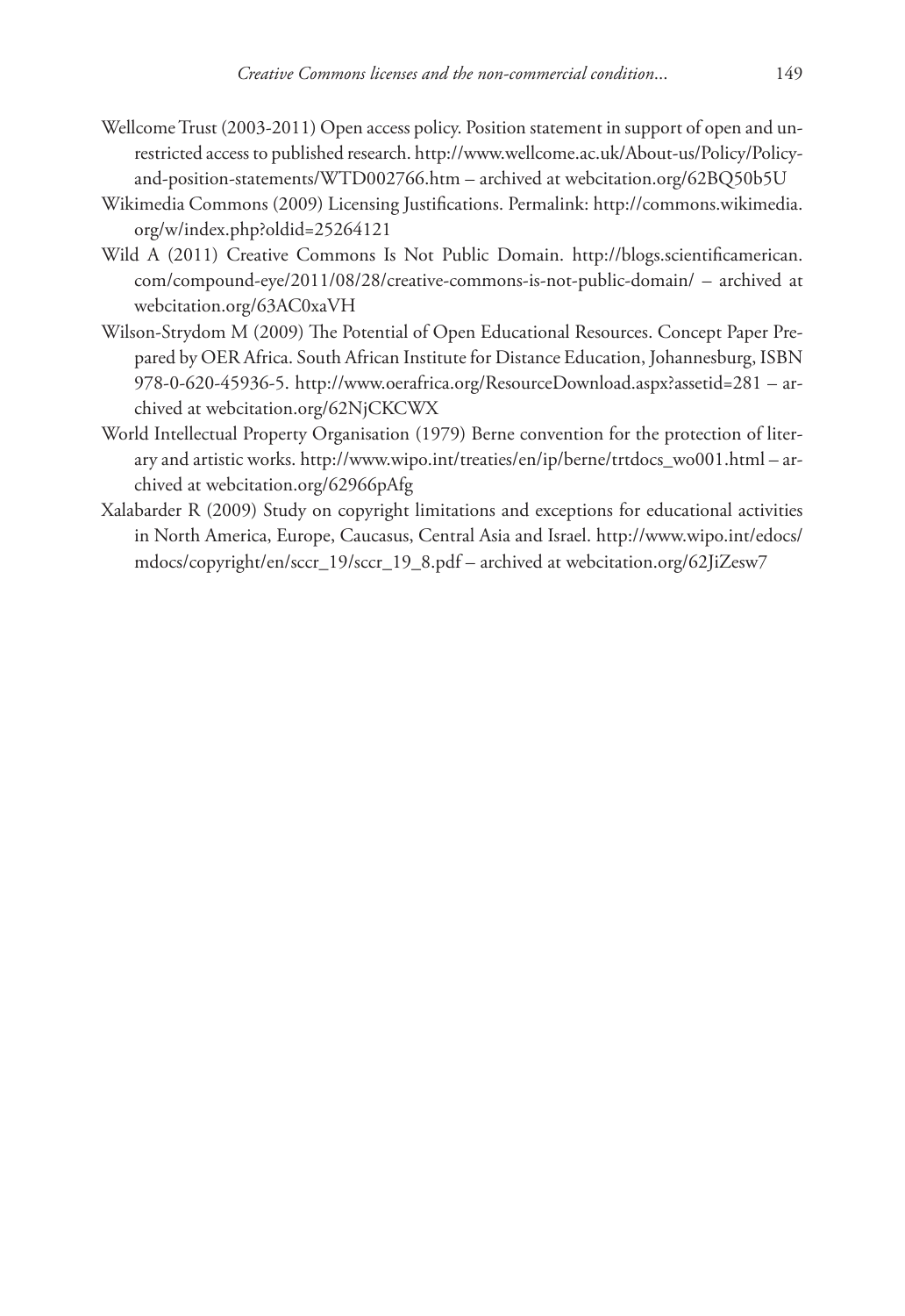Wellcome Trust (2003-2011) Open access policy. Position statement in support of open and unrestricted access to published research. http://www.wellcome.ac.uk/About-us/Policy/Policy-and-position-statements/WTD002766.htm – archived at webcitation.org/62BQ50b5U

Wikimedia Commons (2009) Licensing Justifications. Permalink: http://commons.wikimedia.org/w/index.php?oldid=25264121

Wild A (2011) Creative Commons Is Not Public Domain. http://blogs.scientificamerican.com/compound-eye/2011/08/28/creative-commons-is-not-public-domain/ – archived at webcitation.org/63AC0xaVH

Wilson-Strydom M (2009) The Potential of Open Educational Resources. Concept Paper Prepared by OER Africa. South African Institute for Distance Education, Johannesburg, ISBN 978-0-620-45936-5. http://www.oerafrica.org/ResourceDownload.aspx?assetid=281 – archived at webcitation.org/62NjCKCWX

World Intellectual Property Organisation (1979) Berne convention for the protection of literary and artistic works. http://www.wipo.int/treaties/en/ip/berne/trtdocs_wo001.html – archived at webcitation.org/62966pAfg

Xalabarder R (2009) Study on copyright limitations and exceptions for educational activities in North America, Europe, Caucasus, Central Asia and Israel. http://www.wipo.int/edocs/mdocs/copyright/en/sccr_19/sccr_19_8.pdf – archived at webcitation.org/62JiZesw7